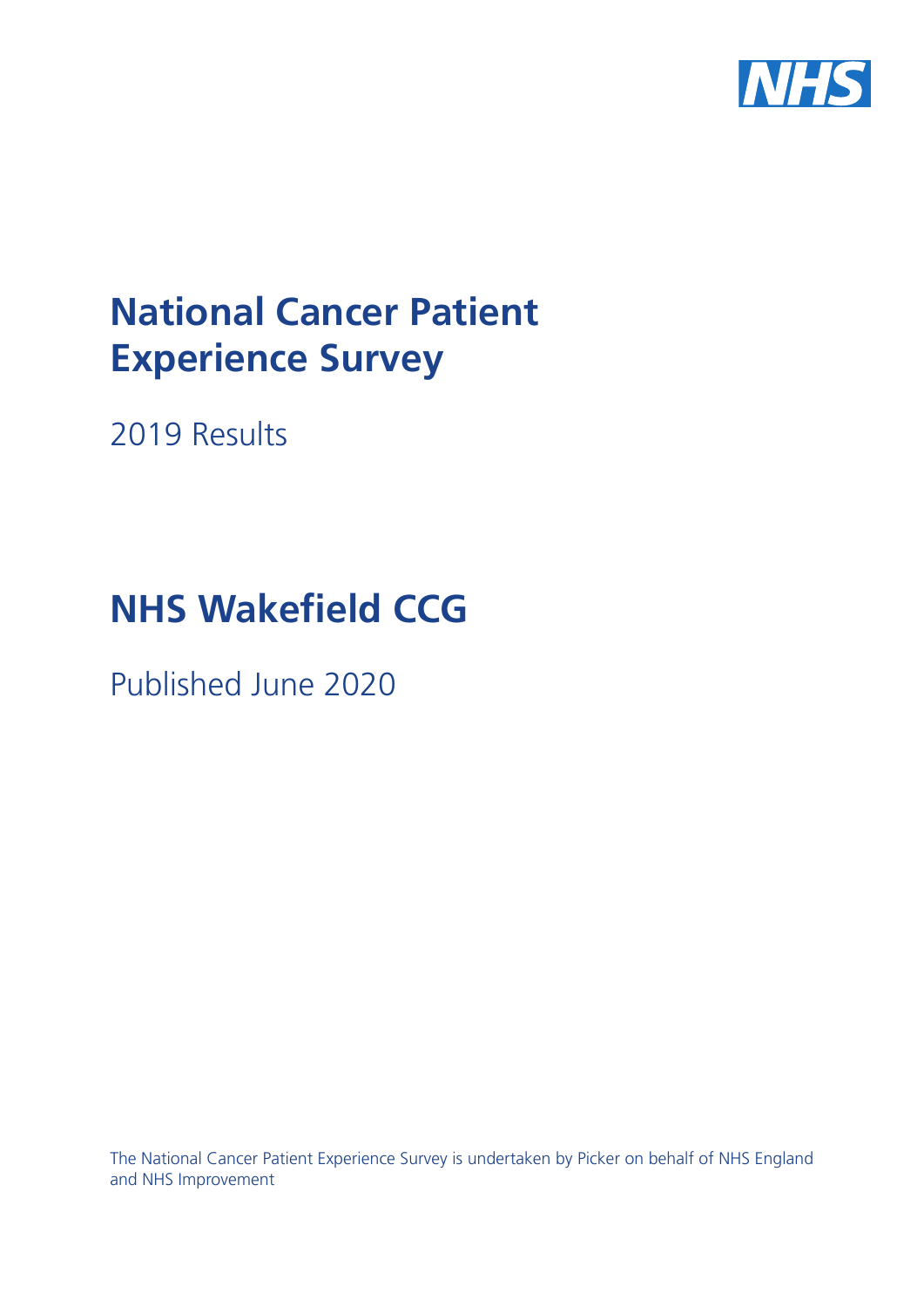# National Cancer Patient Experience Survey

2019 Results

# NHS Wakefield CCG

Published June 2020

The National Cancer Patient Experience Survey is undertaken by Picker on behalf of NHS England and NHS Improvement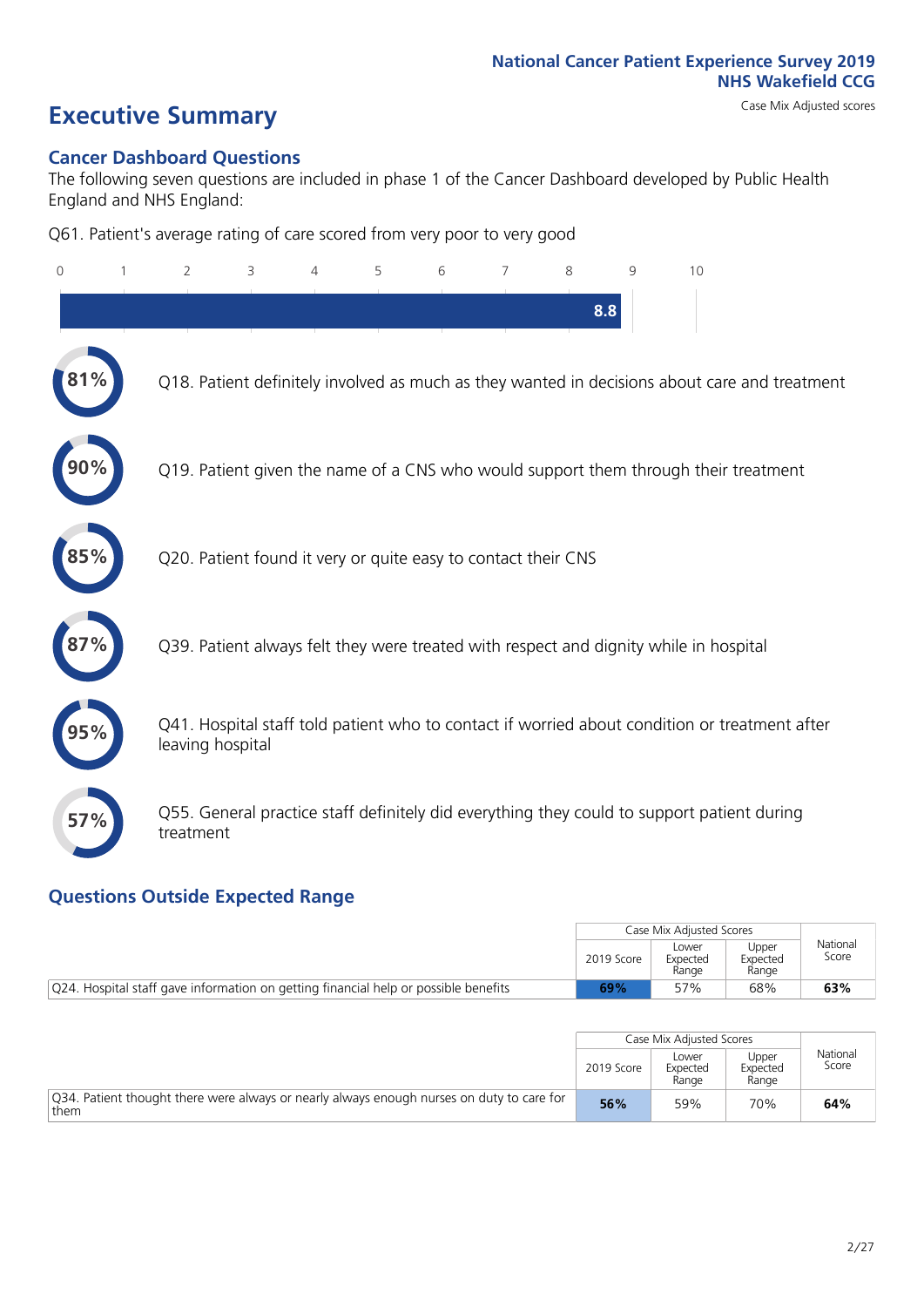National Cancer Patient Experience Survey 2019
NHS Wakefield CCG

Case Mix Adjusted scores

# Executive Summary

## Cancer Dashboard Questions

The following seven questions are included in phase 1 of the Cancer Dashboard developed by Public Health England and NHS England:

Q61. Patient's average rating of care scored from very poor to very good

8.8

81% Q18. Patient definitely involved as much as they wanted in decisions about care and treatment

90% Q19. Patient given the name of a CNS who would support them through their treatment

85% Q20. Patient found it very or quite easy to contact their CNS

87% Q39. Patient always felt they were treated with respect and dignity while in hospital

95% Q41. Hospital staff told patient who to contact if worried about condition or treatment after leaving hospital

57% Q55. General practice staff definitely did everything they could to support patient during treatment

## Questions Outside Expected Range

| | Case Mix Adjusted Scores | | | National Score |
|---|---|---|---|---|
| | 2019 Score | Lower Expected Range | Upper Expected Range | |
| Q24. Hospital staff gave information on getting financial help or possible benefits | **69%** | 57% | 68% | **63%** |

| | Case Mix Adjusted Scores | | | National Score |
|---|---|---|---|---|
| | 2019 Score | Lower Expected Range | Upper Expected Range | |
| Q34. Patient thought there were always or nearly always enough nurses on duty to care for them | **56%** | 59% | 70% | **64%** |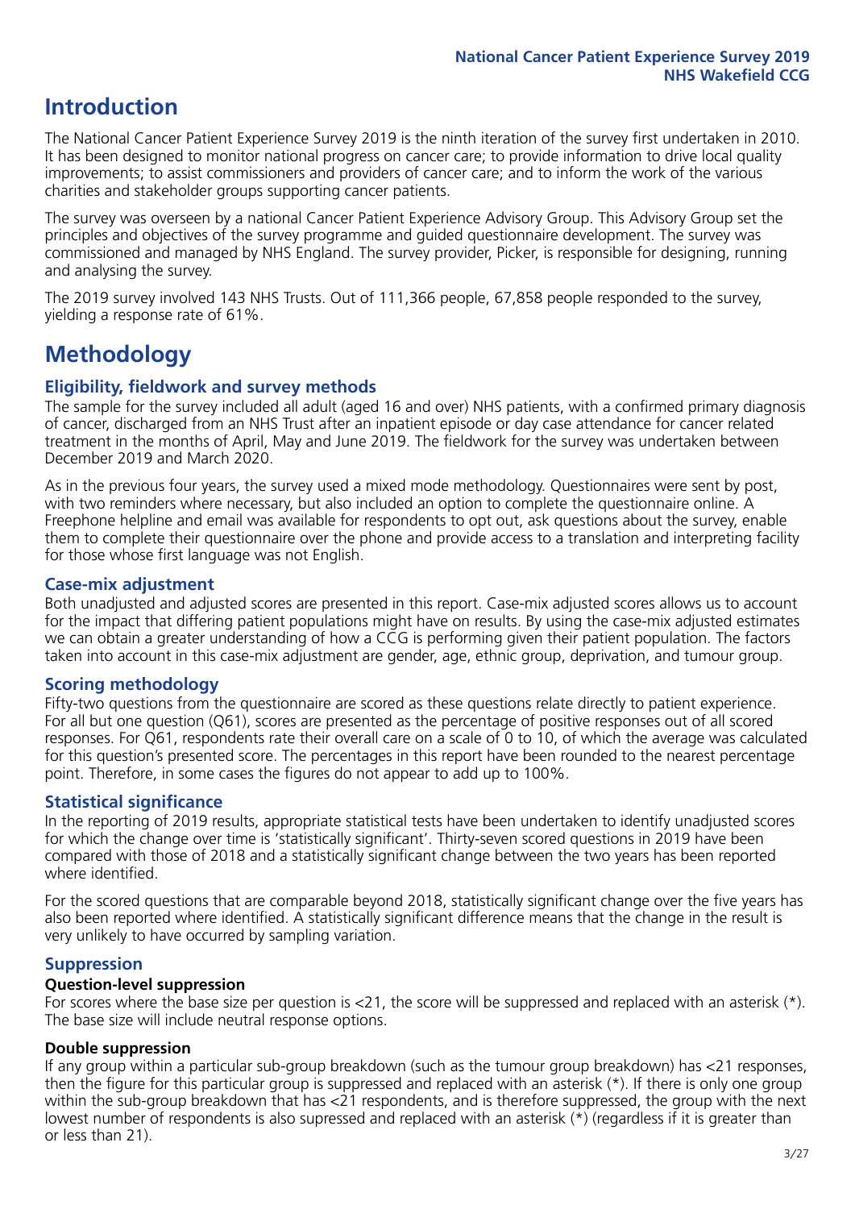# Introduction

The National Cancer Patient Experience Survey 2019 is the ninth iteration of the survey first undertaken in 2010. It has been designed to monitor national progress on cancer care; to provide information to drive local quality improvements; to assist commissioners and providers of cancer care; and to inform the work of the various charities and stakeholder groups supporting cancer patients.

The survey was overseen by a national Cancer Patient Experience Advisory Group. This Advisory Group set the principles and objectives of the survey programme and guided questionnaire development. The survey was commissioned and managed by NHS England. The survey provider, Picker, is responsible for designing, running and analysing the survey.

The 2019 survey involved 143 NHS Trusts. Out of 111,366 people, 67,858 people responded to the survey, yielding a response rate of 61%.

# Methodology

## Eligibility, fieldwork and survey methods

The sample for the survey included all adult (aged 16 and over) NHS patients, with a confirmed primary diagnosis of cancer, discharged from an NHS Trust after an inpatient episode or day case attendance for cancer related treatment in the months of April, May and June 2019. The fieldwork for the survey was undertaken between December 2019 and March 2020.

As in the previous four years, the survey used a mixed mode methodology. Questionnaires were sent by post, with two reminders where necessary, but also included an option to complete the questionnaire online. A Freephone helpline and email was available for respondents to opt out, ask questions about the survey, enable them to complete their questionnaire over the phone and provide access to a translation and interpreting facility for those whose first language was not English.

## Case-mix adjustment

Both unadjusted and adjusted scores are presented in this report. Case-mix adjusted scores allows us to account for the impact that differing patient populations might have on results. By using the case-mix adjusted estimates we can obtain a greater understanding of how a CCG is performing given their patient population. The factors taken into account in this case-mix adjustment are gender, age, ethnic group, deprivation, and tumour group.

## Scoring methodology

Fifty-two questions from the questionnaire are scored as these questions relate directly to patient experience. For all but one question (Q61), scores are presented as the percentage of positive responses out of all scored responses. For Q61, respondents rate their overall care on a scale of 0 to 10, of which the average was calculated for this question's presented score. The percentages in this report have been rounded to the nearest percentage point. Therefore, in some cases the figures do not appear to add up to 100%.

## Statistical significance

In the reporting of 2019 results, appropriate statistical tests have been undertaken to identify unadjusted scores for which the change over time is 'statistically significant'. Thirty-seven scored questions in 2019 have been compared with those of 2018 and a statistically significant change between the two years has been reported where identified.

For the scored questions that are comparable beyond 2018, statistically significant change over the five years has also been reported where identified. A statistically significant difference means that the change in the result is very unlikely to have occurred by sampling variation.

## Suppression

### Question-level suppression

For scores where the base size per question is <21, the score will be suppressed and replaced with an asterisk (*). The base size will include neutral response options.

### Double suppression

If any group within a particular sub-group breakdown (such as the tumour group breakdown) has <21 responses, then the figure for this particular group is suppressed and replaced with an asterisk (*). If there is only one group within the sub-group breakdown that has <21 respondents, and is therefore suppressed, the group with the next lowest number of respondents is also supressed and replaced with an asterisk (*) (regardless if it is greater than or less than 21).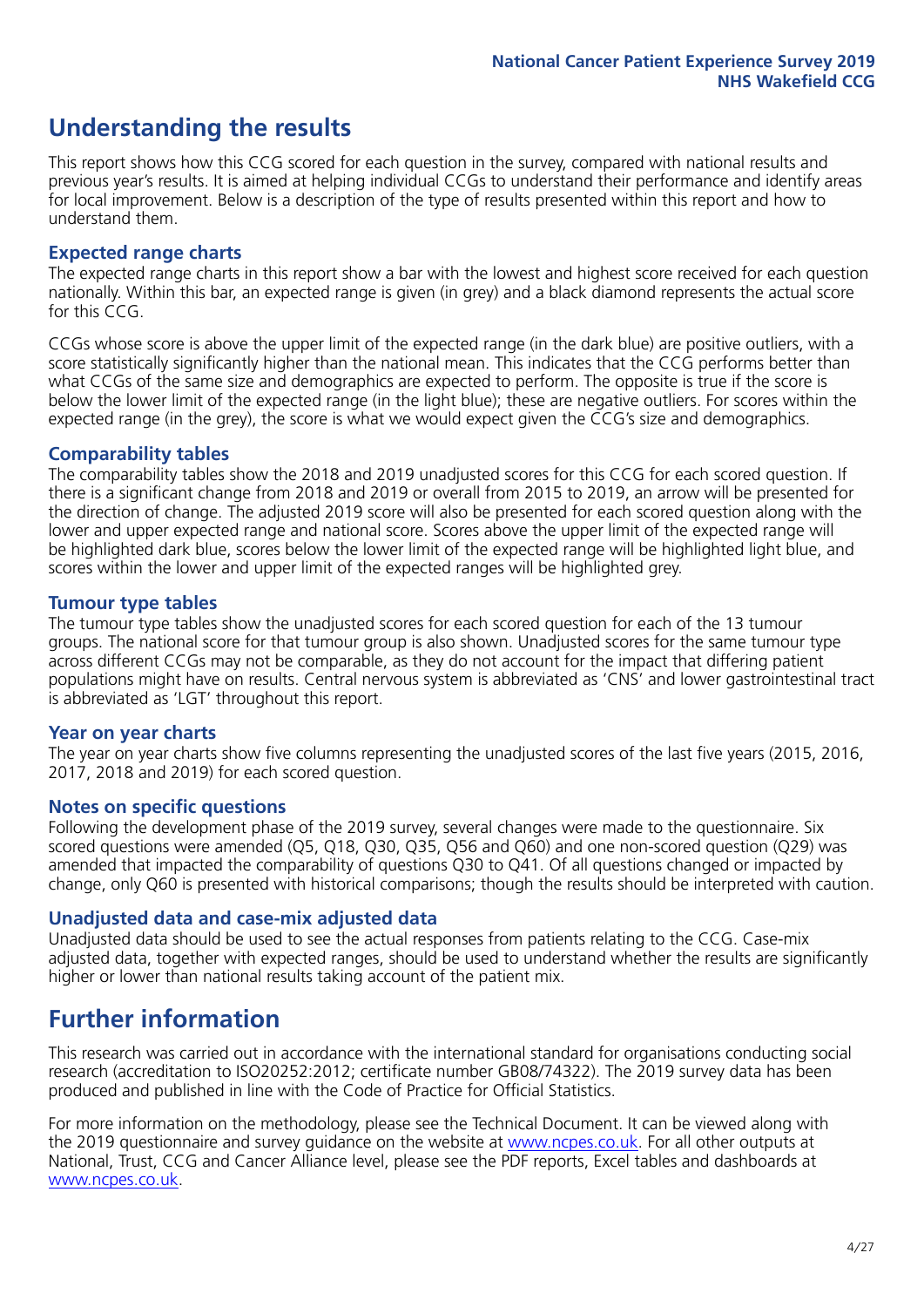# Understanding the results

This report shows how this CCG scored for each question in the survey, compared with national results and previous year's results. It is aimed at helping individual CCGs to understand their performance and identify areas for local improvement. Below is a description of the type of results presented within this report and how to understand them.

## Expected range charts

The expected range charts in this report show a bar with the lowest and highest score received for each question nationally. Within this bar, an expected range is given (in grey) and a black diamond represents the actual score for this CCG.

CCGs whose score is above the upper limit of the expected range (in the dark blue) are positive outliers, with a score statistically significantly higher than the national mean. This indicates that the CCG performs better than what CCGs of the same size and demographics are expected to perform. The opposite is true if the score is below the lower limit of the expected range (in the light blue); these are negative outliers. For scores within the expected range (in the grey), the score is what we would expect given the CCG's size and demographics.

## Comparability tables

The comparability tables show the 2018 and 2019 unadjusted scores for this CCG for each scored question. If there is a significant change from 2018 and 2019 or overall from 2015 to 2019, an arrow will be presented for the direction of change. The adjusted 2019 score will also be presented for each scored question along with the lower and upper expected range and national score. Scores above the upper limit of the expected range will be highlighted dark blue, scores below the lower limit of the expected range will be highlighted light blue, and scores within the lower and upper limit of the expected ranges will be highlighted grey.

## Tumour type tables

The tumour type tables show the unadjusted scores for each scored question for each of the 13 tumour groups. The national score for that tumour group is also shown. Unadjusted scores for the same tumour type across different CCGs may not be comparable, as they do not account for the impact that differing patient populations might have on results. Central nervous system is abbreviated as 'CNS' and lower gastrointestinal tract is abbreviated as 'LGT' throughout this report.

## Year on year charts

The year on year charts show five columns representing the unadjusted scores of the last five years (2015, 2016, 2017, 2018 and 2019) for each scored question.

## Notes on specific questions

Following the development phase of the 2019 survey, several changes were made to the questionnaire. Six scored questions were amended (Q5, Q18, Q30, Q35, Q56 and Q60) and one non-scored question (Q29) was amended that impacted the comparability of questions Q30 to Q41. Of all questions changed or impacted by change, only Q60 is presented with historical comparisons; though the results should be interpreted with caution.

## Unadjusted data and case-mix adjusted data

Unadjusted data should be used to see the actual responses from patients relating to the CCG. Case-mix adjusted data, together with expected ranges, should be used to understand whether the results are significantly higher or lower than national results taking account of the patient mix.

# Further information

This research was carried out in accordance with the international standard for organisations conducting social research (accreditation to ISO20252:2012; certificate number GB08/74322). The 2019 survey data has been produced and published in line with the Code of Practice for Official Statistics.

For more information on the methodology, please see the Technical Document. It can be viewed along with the 2019 questionnaire and survey guidance on the website at www.ncpes.co.uk. For all other outputs at National, Trust, CCG and Cancer Alliance level, please see the PDF reports, Excel tables and dashboards at www.ncpes.co.uk.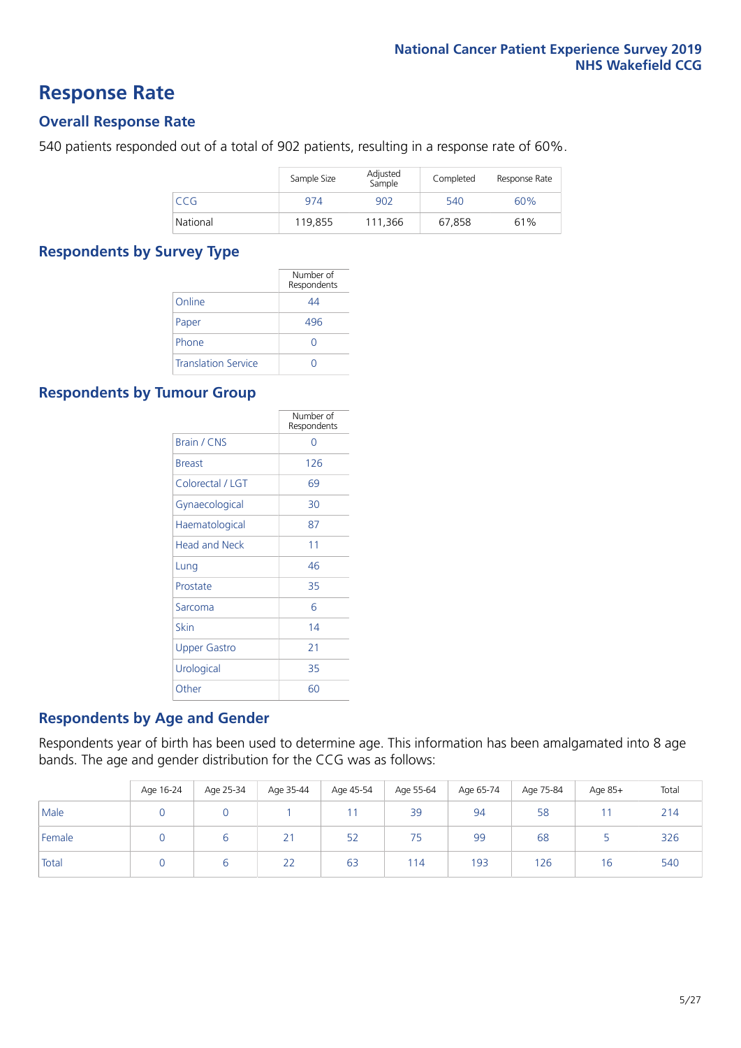# Response Rate

## Overall Response Rate

540 patients responded out of a total of 902 patients, resulting in a response rate of 60%.

| | Sample Size | Adjusted Sample | Completed | Response Rate |
|---|---|---|---|---|
| CCG | 974 | 902 | 540 | 60% |
| National | 119,855 | 111,366 | 67,858 | 61% |

## Respondents by Survey Type

| | Number of Respondents |
|---|---|
| Online | 44 |
| Paper | 496 |
| Phone | 0 |
| Translation Service | 0 |

## Respondents by Tumour Group

| | Number of Respondents |
|---|---|
| Brain / CNS | 0 |
| Breast | 126 |
| Colorectal / LGT | 69 |
| Gynaecological | 30 |
| Haematological | 87 |
| Head and Neck | 11 |
| Lung | 46 |
| Prostate | 35 |
| Sarcoma | 6 |
| Skin | 14 |
| Upper Gastro | 21 |
| Urological | 35 |
| Other | 60 |

## Respondents by Age and Gender

Respondents year of birth has been used to determine age. This information has been amalgamated into 8 age bands. The age and gender distribution for the CCG was as follows:

| | Age 16-24 | Age 25-34 | Age 35-44 | Age 45-54 | Age 55-64 | Age 65-74 | Age 75-84 | Age 85+ | Total |
|---|---|---|---|---|---|---|---|---|---|
| Male | 0 | 0 | 1 | 11 | 39 | 94 | 58 | 11 | 214 |
| Female | 0 | 6 | 21 | 52 | 75 | 99 | 68 | 5 | 326 |
| Total | 0 | 6 | 22 | 63 | 114 | 193 | 126 | 16 | 540 |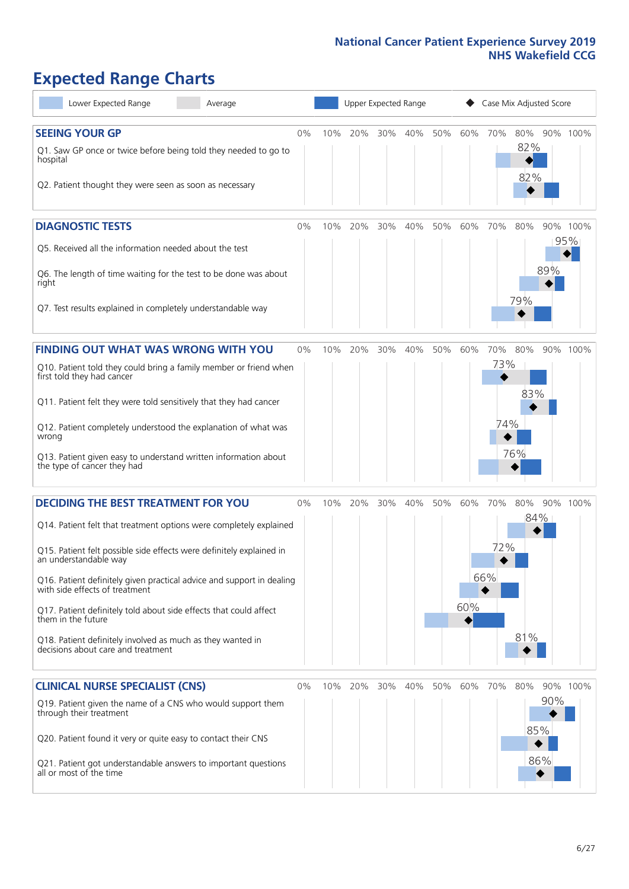# Expected Range Charts

Lower Expected Range | Average | Upper Expected Range | Case Mix Adjusted Score

## SEEING YOUR GP

| Question | Case Mix Adjusted Score |
| --- | --- |
| Q1. Saw GP once or twice before being told they needed to go to hospital | 82% |
| Q2. Patient thought they were seen as soon as necessary | 82% |

## DIAGNOSTIC TESTS

| Question | Case Mix Adjusted Score |
| --- | --- |
| Q5. Received all the information needed about the test | 95% |
| Q6. The length of time waiting for the test to be done was about right | 89% |
| Q7. Test results explained in completely understandable way | 79% |

## FINDING OUT WHAT WAS WRONG WITH YOU

| Question | Case Mix Adjusted Score |
| --- | --- |
| Q10. Patient told they could bring a family member or friend when first told they had cancer | 73% |
| Q11. Patient felt they were told sensitively that they had cancer | 83% |
| Q12. Patient completely understood the explanation of what was wrong | 74% |
| Q13. Patient given easy to understand written information about the type of cancer they had | 76% |

## DECIDING THE BEST TREATMENT FOR YOU

| Question | Case Mix Adjusted Score |
| --- | --- |
| Q14. Patient felt that treatment options were completely explained | 84% |
| Q15. Patient felt possible side effects were definitely explained in an understandable way | 72% |
| Q16. Patient definitely given practical advice and support in dealing with side effects of treatment | 66% |
| Q17. Patient definitely told about side effects that could affect them in the future | 60% |
| Q18. Patient definitely involved as much as they wanted in decisions about care and treatment | 81% |

## CLINICAL NURSE SPECIALIST (CNS)

| Question | Case Mix Adjusted Score |
| --- | --- |
| Q19. Patient given the name of a CNS who would support them through their treatment | 90% |
| Q20. Patient found it very or quite easy to contact their CNS | 85% |
| Q21. Patient got understandable answers to important questions all or most of the time | 86% |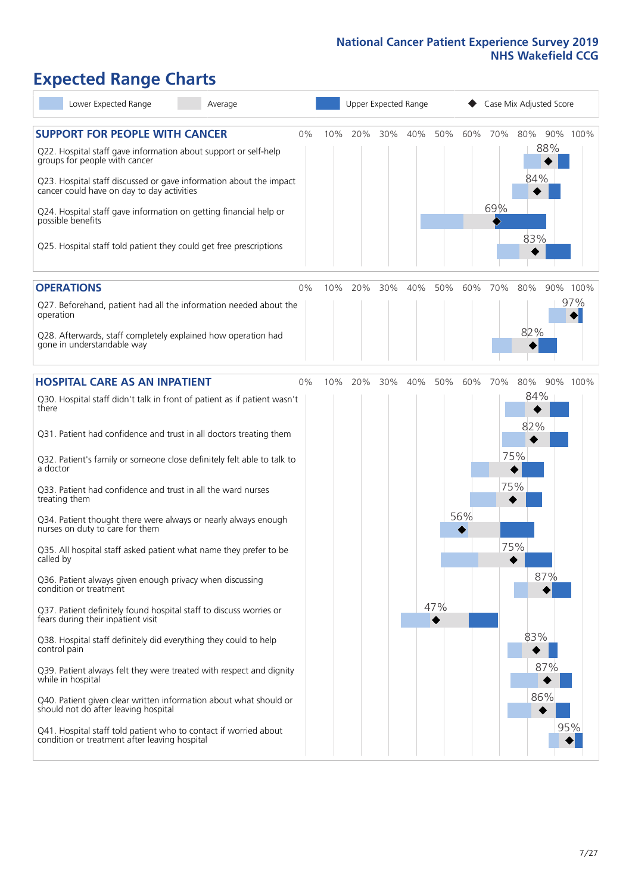# Expected Range Charts

Lower Expected Range | Average | Upper Expected Range | ◆ Case Mix Adjusted Score

## SUPPORT FOR PEOPLE WITH CANCER

| Question | Case Mix Adjusted Score |
| --- | --- |
| Q22. Hospital staff gave information about support or self-help groups for people with cancer | 88% |
| Q23. Hospital staff discussed or gave information about the impact cancer could have on day to day activities | 84% |
| Q24. Hospital staff gave information on getting financial help or possible benefits | 69% |
| Q25. Hospital staff told patient they could get free prescriptions | 83% |

## OPERATIONS

| Question | Case Mix Adjusted Score |
| --- | --- |
| Q27. Beforehand, patient had all the information needed about the operation | 97% |
| Q28. Afterwards, staff completely explained how operation had gone in understandable way | 82% |

## HOSPITAL CARE AS AN INPATIENT

| Question | Case Mix Adjusted Score |
| --- | --- |
| Q30. Hospital staff didn't talk in front of patient as if patient wasn't there | 84% |
| Q31. Patient had confidence and trust in all doctors treating them | 82% |
| Q32. Patient's family or someone close definitely felt able to talk to a doctor | 75% |
| Q33. Patient had confidence and trust in all the ward nurses treating them | 75% |
| Q34. Patient thought there were always or nearly always enough nurses on duty to care for them | 56% |
| Q35. All hospital staff asked patient what name they prefer to be called by | 75% |
| Q36. Patient always given enough privacy when discussing condition or treatment | 87% |
| Q37. Patient definitely found hospital staff to discuss worries or fears during their inpatient visit | 47% |
| Q38. Hospital staff definitely did everything they could to help control pain | 83% |
| Q39. Patient always felt they were treated with respect and dignity while in hospital | 87% |
| Q40. Patient given clear written information about what should or should not do after leaving hospital | 86% |
| Q41. Hospital staff told patient who to contact if worried about condition or treatment after leaving hospital | 95% |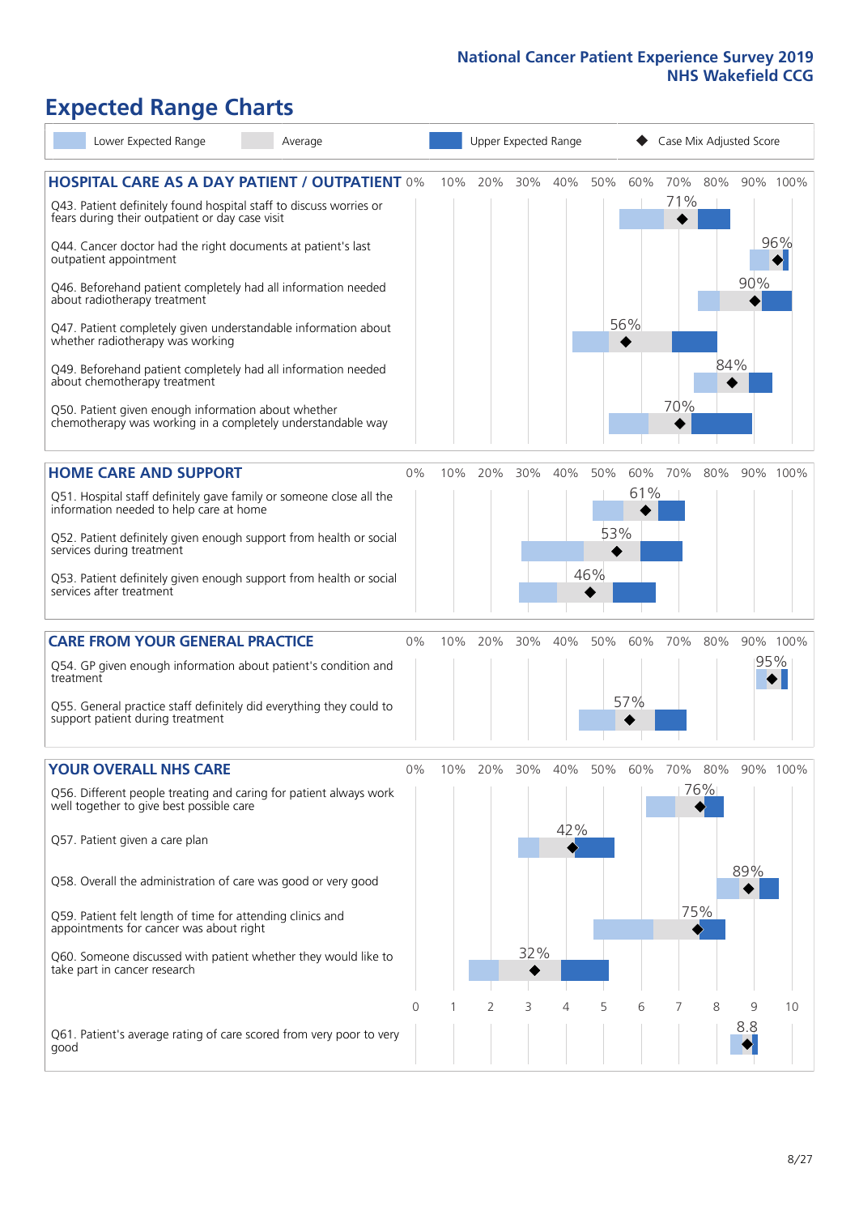# Expected Range Charts

Lower Expected Range | Average | Upper Expected Range | Case Mix Adjusted Score

## HOSPITAL CARE AS A DAY PATIENT / OUTPATIENT

| Question | Case Mix Adjusted Score |
|---|---|
| Q43. Patient definitely found hospital staff to discuss worries or fears during their outpatient or day case visit | 71% |
| Q44. Cancer doctor had the right documents at patient's last outpatient appointment | 96% |
| Q46. Beforehand patient completely had all information needed about radiotherapy treatment | 90% |
| Q47. Patient completely given understandable information about whether radiotherapy was working | 56% |
| Q49. Beforehand patient completely had all information needed about chemotherapy treatment | 84% |
| Q50. Patient given enough information about whether chemotherapy was working in a completely understandable way | 70% |

## HOME CARE AND SUPPORT

| Question | Case Mix Adjusted Score |
|---|---|
| Q51. Hospital staff definitely gave family or someone close all the information needed to help care at home | 61% |
| Q52. Patient definitely given enough support from health or social services during treatment | 53% |
| Q53. Patient definitely given enough support from health or social services after treatment | 46% |

## CARE FROM YOUR GENERAL PRACTICE

| Question | Case Mix Adjusted Score |
|---|---|
| Q54. GP given enough information about patient's condition and treatment | 95% |
| Q55. General practice staff definitely did everything they could to support patient during treatment | 57% |

## YOUR OVERALL NHS CARE

| Question | Case Mix Adjusted Score |
|---|---|
| Q56. Different people treating and caring for patient always work well together to give best possible care | 76% |
| Q57. Patient given a care plan | 42% |
| Q58. Overall the administration of care was good or very good | 89% |
| Q59. Patient felt length of time for attending clinics and appointments for cancer was about right | 75% |
| Q60. Someone discussed with patient whether they would like to take part in cancer research | 32% |
| Q61. Patient's average rating of care scored from very poor to very good | 8.8 |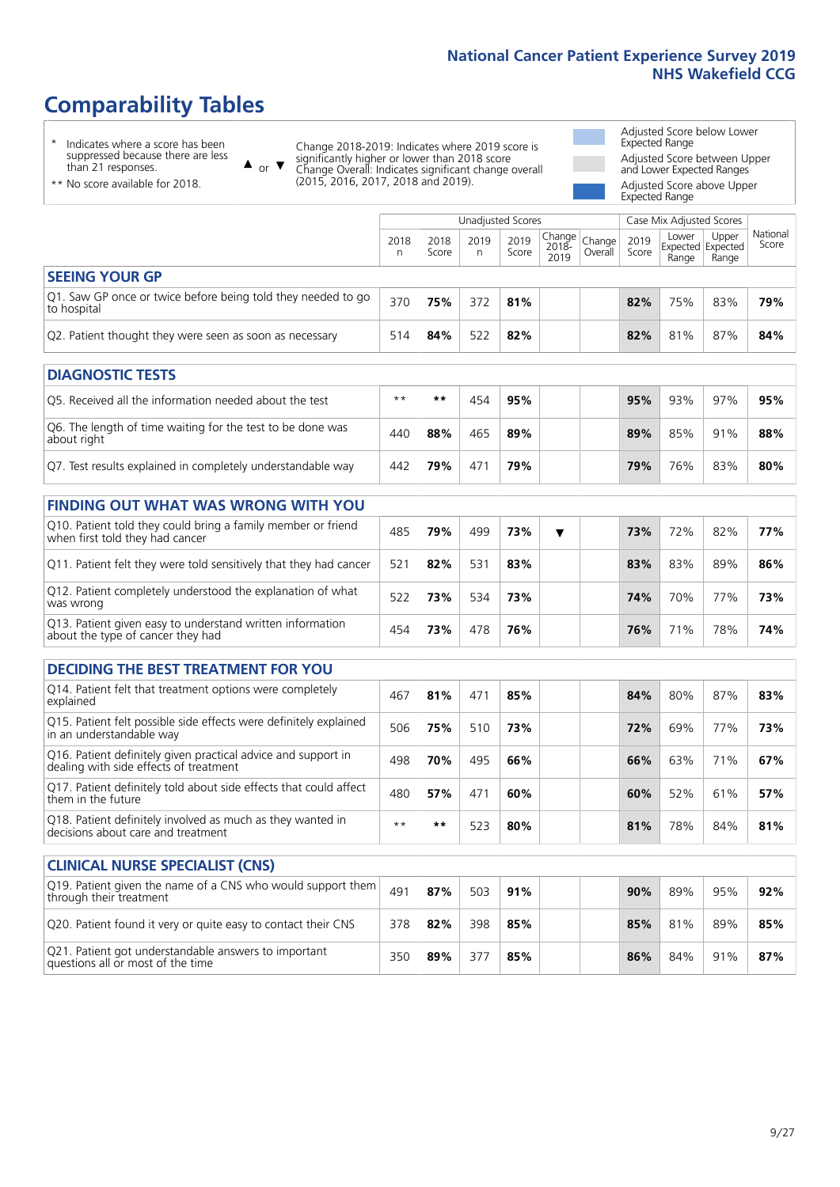# Comparability Tables

\* Indicates where a score has been suppressed because there are less than 21 responses.

\*\* No score available for 2018.

▲ or ▼ Change 2018-2019: Indicates where 2019 score is significantly higher or lower than 2018 score. Change Overall: Indicates significant change overall (2015, 2016, 2017, 2018 and 2019).

Adjusted Score below Lower Expected Range

Adjusted Score between Upper and Lower Expected Ranges

Adjusted Score above Upper Expected Range

| | Unadjusted Scores | | | | | | Case Mix Adjusted Scores | | | |
|---|---|---|---|---|---|---|---|---|---|---|
| | 2018 n | 2018 Score | 2019 n | 2019 Score | Change 2018-2019 | Change Overall | 2019 Score | Lower Expected Range | Upper Expected Range | National Score |
| **SEEING YOUR GP** | | | | | | | | | | |
| Q1. Saw GP once or twice before being told they needed to go to hospital | 370 | **75%** | 372 | **81%** | | | **82%** | 75% | 83% | **79%** |
| Q2. Patient thought they were seen as soon as necessary | 514 | **84%** | 522 | **82%** | | | **82%** | 81% | 87% | **84%** |
| **DIAGNOSTIC TESTS** | | | | | | | | | | |
| Q5. Received all the information needed about the test | \*\* | **\*\*** | 454 | **95%** | | | **95%** | 93% | 97% | **95%** |
| Q6. The length of time waiting for the test to be done was about right | 440 | **88%** | 465 | **89%** | | | **89%** | 85% | 91% | **88%** |
| Q7. Test results explained in completely understandable way | 442 | **79%** | 471 | **79%** | | | **79%** | 76% | 83% | **80%** |
| **FINDING OUT WHAT WAS WRONG WITH YOU** | | | | | | | | | | |
| Q10. Patient told they could bring a family member or friend when first told they had cancer | 485 | **79%** | 499 | **73%** | ▼ | | **73%** | 72% | 82% | **77%** |
| Q11. Patient felt they were told sensitively that they had cancer | 521 | **82%** | 531 | **83%** | | | **83%** | 83% | 89% | **86%** |
| Q12. Patient completely understood the explanation of what was wrong | 522 | **73%** | 534 | **73%** | | | **74%** | 70% | 77% | **73%** |
| Q13. Patient given easy to understand written information about the type of cancer they had | 454 | **73%** | 478 | **76%** | | | **76%** | 71% | 78% | **74%** |
| **DECIDING THE BEST TREATMENT FOR YOU** | | | | | | | | | | |
| Q14. Patient felt that treatment options were completely explained | 467 | **81%** | 471 | **85%** | | | **84%** | 80% | 87% | **83%** |
| Q15. Patient felt possible side effects were definitely explained in an understandable way | 506 | **75%** | 510 | **73%** | | | **72%** | 69% | 77% | **73%** |
| Q16. Patient definitely given practical advice and support in dealing with side effects of treatment | 498 | **70%** | 495 | **66%** | | | **66%** | 63% | 71% | **67%** |
| Q17. Patient definitely told about side effects that could affect them in the future | 480 | **57%** | 471 | **60%** | | | **60%** | 52% | 61% | **57%** |
| Q18. Patient definitely involved as much as they wanted in decisions about care and treatment | \*\* | **\*\*** | 523 | **80%** | | | **81%** | 78% | 84% | **81%** |
| **CLINICAL NURSE SPECIALIST (CNS)** | | | | | | | | | | |
| Q19. Patient given the name of a CNS who would support them through their treatment | 491 | **87%** | 503 | **91%** | | | **90%** | 89% | 95% | **92%** |
| Q20. Patient found it very or quite easy to contact their CNS | 378 | **82%** | 398 | **85%** | | | **85%** | 81% | 89% | **85%** |
| Q21. Patient got understandable answers to important questions all or most of the time | 350 | **89%** | 377 | **85%** | | | **86%** | 84% | 91% | **87%** |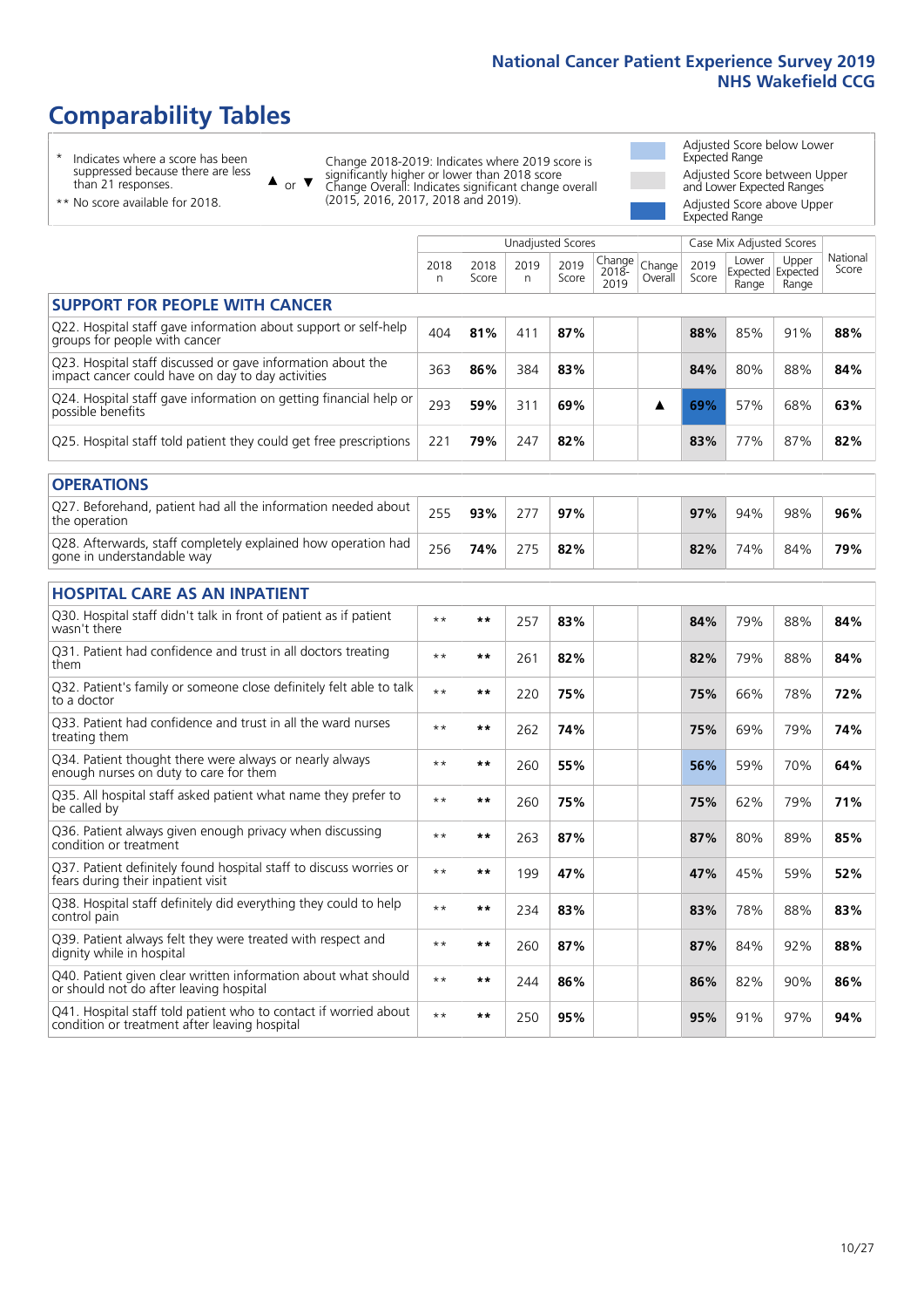# Comparability Tables

\* Indicates where a score has been suppressed because there are less than 21 responses.

\*\* No score available for 2018.

▲ or ▼ Change 2018-2019: Indicates where 2019 score is significantly higher or lower than 2018 score. Change Overall: Indicates significant change overall (2015, 2016, 2017, 2018 and 2019).

Adjusted Score below Lower Expected Range

Adjusted Score between Upper and Lower Expected Ranges

Adjusted Score above Upper Expected Range

| | Unadjusted Scores | | | | | | Case Mix Adjusted Scores | | | |
|---|---|---|---|---|---|---|---|---|---|---|
| | 2018 n | 2018 Score | 2019 n | 2019 Score | Change 2018-2019 | Change Overall | 2019 Score | Lower Expected Range | Upper Expected Range | National Score |
| **SUPPORT FOR PEOPLE WITH CANCER** | | | | | | | | | | |
| Q22. Hospital staff gave information about support or self-help groups for people with cancer | 404 | **81%** | 411 | **87%** | | | **88%** | 85% | 91% | **88%** |
| Q23. Hospital staff discussed or gave information about the impact cancer could have on day to day activities | 363 | **86%** | 384 | **83%** | | | **84%** | 80% | 88% | **84%** |
| Q24. Hospital staff gave information on getting financial help or possible benefits | 293 | **59%** | 311 | **69%** | | ▲ | **69%** | 57% | 68% | **63%** |
| Q25. Hospital staff told patient they could get free prescriptions | 221 | **79%** | 247 | **82%** | | | **83%** | 77% | 87% | **82%** |
| **OPERATIONS** | | | | | | | | | | |
| Q27. Beforehand, patient had all the information needed about the operation | 255 | **93%** | 277 | **97%** | | | **97%** | 94% | 98% | **96%** |
| Q28. Afterwards, staff completely explained how operation had gone in understandable way | 256 | **74%** | 275 | **82%** | | | **82%** | 74% | 84% | **79%** |
| **HOSPITAL CARE AS AN INPATIENT** | | | | | | | | | | |
| Q30. Hospital staff didn't talk in front of patient as if patient wasn't there | ** | ** | 257 | **83%** | | | **84%** | 79% | 88% | **84%** |
| Q31. Patient had confidence and trust in all doctors treating them | ** | ** | 261 | **82%** | | | **82%** | 79% | 88% | **84%** |
| Q32. Patient's family or someone close definitely felt able to talk to a doctor | ** | ** | 220 | **75%** | | | **75%** | 66% | 78% | **72%** |
| Q33. Patient had confidence and trust in all the ward nurses treating them | ** | ** | 262 | **74%** | | | **75%** | 69% | 79% | **74%** |
| Q34. Patient thought there were always or nearly always enough nurses on duty to care for them | ** | ** | 260 | **55%** | | | **56%** | 59% | 70% | **64%** |
| Q35. All hospital staff asked patient what name they prefer to be called by | ** | ** | 260 | **75%** | | | **75%** | 62% | 79% | **71%** |
| Q36. Patient always given enough privacy when discussing condition or treatment | ** | ** | 263 | **87%** | | | **87%** | 80% | 89% | **85%** |
| Q37. Patient definitely found hospital staff to discuss worries or fears during their inpatient visit | ** | ** | 199 | **47%** | | | **47%** | 45% | 59% | **52%** |
| Q38. Hospital staff definitely did everything they could to help control pain | ** | ** | 234 | **83%** | | | **83%** | 78% | 88% | **83%** |
| Q39. Patient always felt they were treated with respect and dignity while in hospital | ** | ** | 260 | **87%** | | | **87%** | 84% | 92% | **88%** |
| Q40. Patient given clear written information about what should or should not do after leaving hospital | ** | ** | 244 | **86%** | | | **86%** | 82% | 90% | **86%** |
| Q41. Hospital staff told patient who to contact if worried about condition or treatment after leaving hospital | ** | ** | 250 | **95%** | | | **95%** | 91% | 97% | **94%** |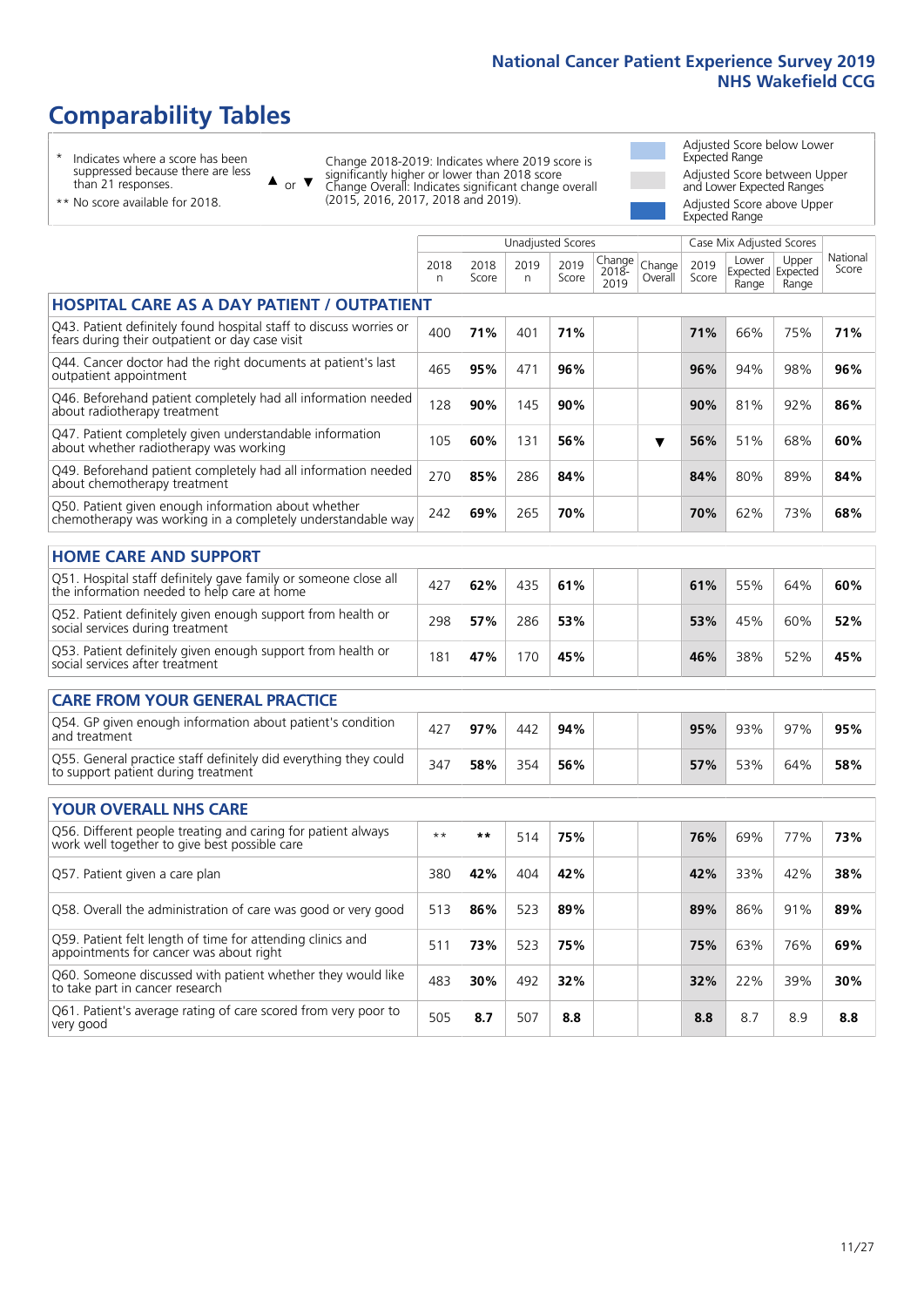# Comparability Tables

- \* Indicates where a score has been suppressed because there are less than 21 responses.
- \*\* No score available for 2018.

▲ or ▼ Change 2018-2019: Indicates where 2019 score is significantly higher or lower than 2018 score. Change Overall: Indicates significant change overall (2015, 2016, 2017, 2018 and 2019).

- Adjusted Score below Lower Expected Range
- Adjusted Score between Upper and Lower Expected Ranges
- Adjusted Score above Upper Expected Range

| | Unadjusted Scores | | | | | | Case Mix Adjusted Scores | | | |
|---|---|---|---|---|---|---|---|---|---|---|
| | 2018 n | 2018 Score | 2019 n | 2019 Score | Change 2018-2019 | Change Overall | 2019 Score | Lower Expected Range | Upper Expected Range | National Score |
| **HOSPITAL CARE AS A DAY PATIENT / OUTPATIENT** | | | | | | | | | | |
| Q43. Patient definitely found hospital staff to discuss worries or fears during their outpatient or day case visit | 400 | **71%** | 401 | **71%** | | | **71%** | 66% | 75% | **71%** |
| Q44. Cancer doctor had the right documents at patient's last outpatient appointment | 465 | **95%** | 471 | **96%** | | | **96%** | 94% | 98% | **96%** |
| Q46. Beforehand patient completely had all information needed about radiotherapy treatment | 128 | **90%** | 145 | **90%** | | | **90%** | 81% | 92% | **86%** |
| Q47. Patient completely given understandable information about whether radiotherapy was working | 105 | **60%** | 131 | **56%** | | ▼ | **56%** | 51% | 68% | **60%** |
| Q49. Beforehand patient completely had all information needed about chemotherapy treatment | 270 | **85%** | 286 | **84%** | | | **84%** | 80% | 89% | **84%** |
| Q50. Patient given enough information about whether chemotherapy was working in a completely understandable way | 242 | **69%** | 265 | **70%** | | | **70%** | 62% | 73% | **68%** |
| **HOME CARE AND SUPPORT** | | | | | | | | | | |
| Q51. Hospital staff definitely gave family or someone close all the information needed to help care at home | 427 | **62%** | 435 | **61%** | | | **61%** | 55% | 64% | **60%** |
| Q52. Patient definitely given enough support from health or social services during treatment | 298 | **57%** | 286 | **53%** | | | **53%** | 45% | 60% | **52%** |
| Q53. Patient definitely given enough support from health or social services after treatment | 181 | **47%** | 170 | **45%** | | | **46%** | 38% | 52% | **45%** |
| **CARE FROM YOUR GENERAL PRACTICE** | | | | | | | | | | |
| Q54. GP given enough information about patient's condition and treatment | 427 | **97%** | 442 | **94%** | | | **95%** | 93% | 97% | **95%** |
| Q55. General practice staff definitely did everything they could to support patient during treatment | 347 | **58%** | 354 | **56%** | | | **57%** | 53% | 64% | **58%** |
| **YOUR OVERALL NHS CARE** | | | | | | | | | | |
| Q56. Different people treating and caring for patient always work well together to give best possible care | \*\* | **\*\*** | 514 | **75%** | | | **76%** | 69% | 77% | **73%** |
| Q57. Patient given a care plan | 380 | **42%** | 404 | **42%** | | | **42%** | 33% | 42% | **38%** |
| Q58. Overall the administration of care was good or very good | 513 | **86%** | 523 | **89%** | | | **89%** | 86% | 91% | **89%** |
| Q59. Patient felt length of time for attending clinics and appointments for cancer was about right | 511 | **73%** | 523 | **75%** | | | **75%** | 63% | 76% | **69%** |
| Q60. Someone discussed with patient whether they would like to take part in cancer research | 483 | **30%** | 492 | **32%** | | | **32%** | 22% | 39% | **30%** |
| Q61. Patient's average rating of care scored from very poor to very good | 505 | **8.7** | 507 | **8.8** | | | **8.8** | 8.7 | 8.9 | **8.8** |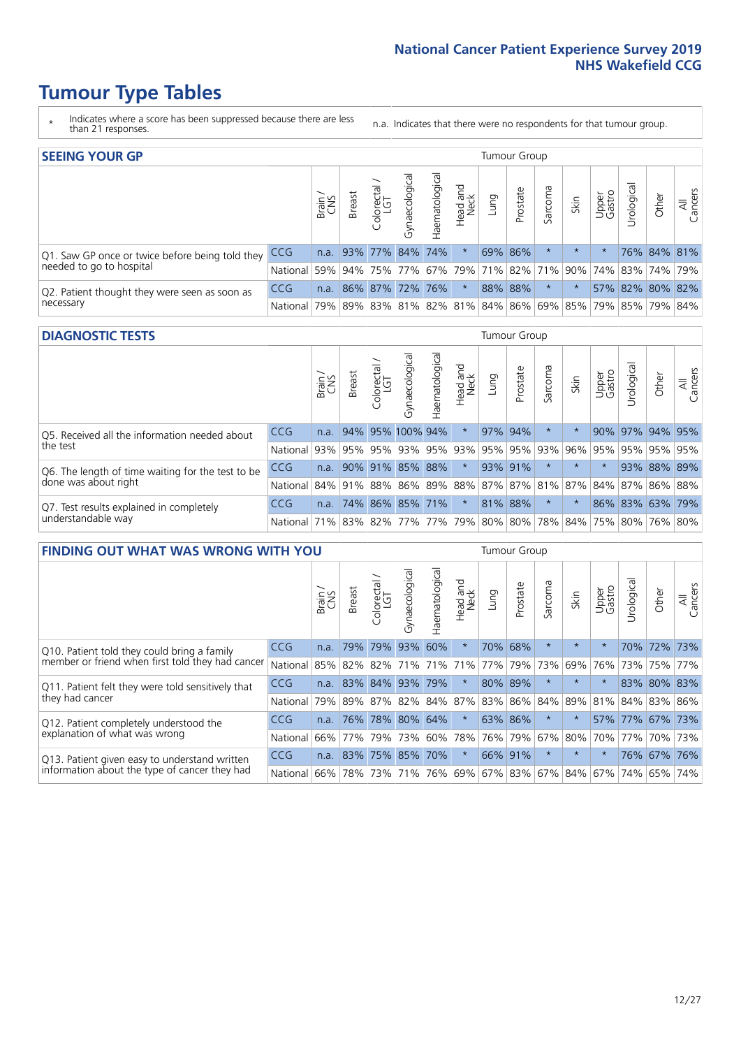# Tumour Type Tables

\* Indicates where a score has been suppressed because there are less than 21 responses.

n.a. Indicates that there were no respondents for that tumour group.

## SEEING YOUR GP

| | | Brain / CNS | Breast | Colorectal / LGT | Gynaecological | Haematological | Head and Neck | Lung | Prostate | Sarcoma | Skin | Upper Gastro | Urological | Other | All Cancers |
|---|---|---|---|---|---|---|---|---|---|---|---|---|---|---|---|
| Q1. Saw GP once or twice before being told they needed to go to hospital | CCG | n.a. | 93% | 77% | 84% | 74% | * | 69% | 86% | * | * | * | 76% | 84% | 81% |
| | National | 59% | 94% | 75% | 77% | 67% | 79% | 71% | 82% | 71% | 90% | 74% | 83% | 74% | 79% |
| Q2. Patient thought they were seen as soon as necessary | CCG | n.a. | 86% | 87% | 72% | 76% | * | 88% | 88% | * | * | 57% | 82% | 80% | 82% |
| | National | 79% | 89% | 83% | 81% | 82% | 81% | 84% | 86% | 69% | 85% | 79% | 85% | 79% | 84% |

## DIAGNOSTIC TESTS

| | | Brain / CNS | Breast | Colorectal / LGT | Gynaecological | Haematological | Head and Neck | Lung | Prostate | Sarcoma | Skin | Upper Gastro | Urological | Other | All Cancers |
|---|---|---|---|---|---|---|---|---|---|---|---|---|---|---|---|
| Q5. Received all the information needed about the test | CCG | n.a. | 94% | 95% | 100% | 94% | * | 97% | 94% | * | * | 90% | 97% | 94% | 95% |
| | National | 93% | 95% | 95% | 93% | 95% | 93% | 95% | 95% | 93% | 96% | 95% | 95% | 95% | 95% |
| Q6. The length of time waiting for the test to be done was about right | CCG | n.a. | 90% | 91% | 85% | 88% | * | 93% | 91% | * | * | * | 93% | 88% | 89% |
| | National | 84% | 91% | 88% | 86% | 89% | 88% | 87% | 87% | 81% | 87% | 84% | 87% | 86% | 88% |
| Q7. Test results explained in completely understandable way | CCG | n.a. | 74% | 86% | 85% | 71% | * | 81% | 88% | * | * | 86% | 83% | 63% | 79% |
| | National | 71% | 83% | 82% | 77% | 77% | 79% | 80% | 80% | 78% | 84% | 75% | 80% | 76% | 80% |

## FINDING OUT WHAT WAS WRONG WITH YOU

| | | Brain / CNS | Breast | Colorectal / LGT | Gynaecological | Haematological | Head and Neck | Lung | Prostate | Sarcoma | Skin | Upper Gastro | Urological | Other | All Cancers |
|---|---|---|---|---|---|---|---|---|---|---|---|---|---|---|---|
| Q10. Patient told they could bring a family member or friend when first told they had cancer | CCG | n.a. | 79% | 79% | 93% | 60% | * | 70% | 68% | * | * | * | 70% | 72% | 73% |
| | National | 85% | 82% | 82% | 71% | 71% | 71% | 77% | 79% | 73% | 69% | 76% | 73% | 75% | 77% |
| Q11. Patient felt they were told sensitively that they had cancer | CCG | n.a. | 83% | 84% | 93% | 79% | * | 80% | 89% | * | * | * | 83% | 80% | 83% |
| | National | 79% | 89% | 87% | 82% | 84% | 87% | 83% | 86% | 84% | 89% | 81% | 84% | 83% | 86% |
| Q12. Patient completely understood the explanation of what was wrong | CCG | n.a. | 76% | 78% | 80% | 64% | * | 63% | 86% | * | * | 57% | 77% | 67% | 73% |
| | National | 66% | 77% | 79% | 73% | 60% | 78% | 76% | 79% | 67% | 80% | 70% | 77% | 70% | 73% |
| Q13. Patient given easy to understand written information about the type of cancer they had | CCG | n.a. | 83% | 75% | 85% | 70% | * | 66% | 91% | * | * | * | 76% | 67% | 76% |
| | National | 66% | 78% | 73% | 71% | 76% | 69% | 67% | 83% | 67% | 84% | 67% | 74% | 65% | 74% |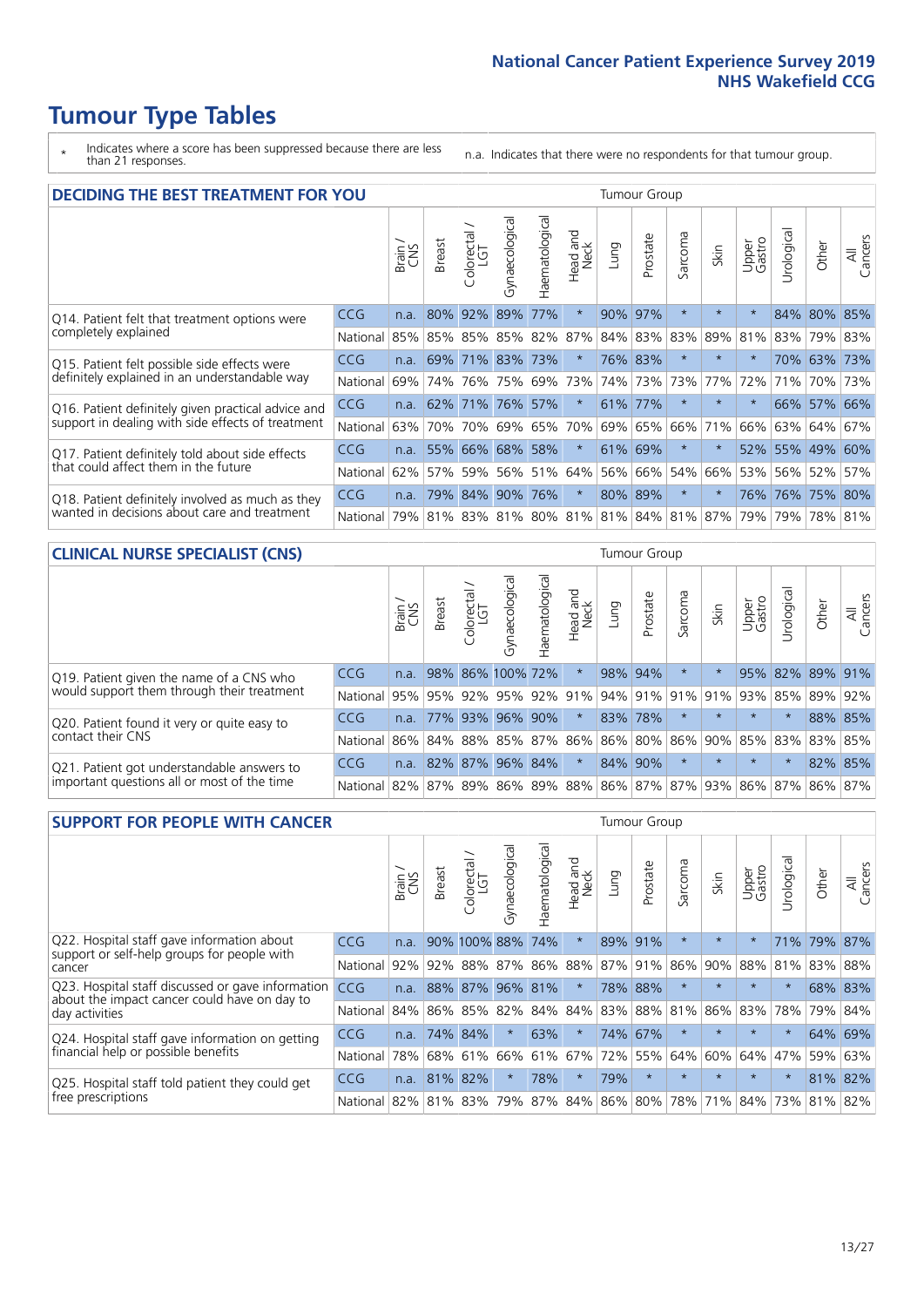# Tumour Type Tables

\* Indicates where a score has been suppressed because there are less than 21 responses.

n.a. Indicates that there were no respondents for that tumour group.

## DECIDING THE BEST TREATMENT FOR YOU

| | | Brain / CNS | Breast | Colorectal / LGT | Gynaecological | Haematological | Head and Neck | Lung | Prostate | Sarcoma | Skin | Upper Gastro | Urological | Other | All Cancers |
|---|---|---|---|---|---|---|---|---|---|---|---|---|---|---|---|
| Q14. Patient felt that treatment options were completely explained | CCG | n.a. | 80% | 92% | 89% | 77% | * | 90% | 97% | * | * | * | 84% | 80% | 85% |
| | National | 85% | 85% | 85% | 85% | 82% | 87% | 84% | 83% | 83% | 89% | 81% | 83% | 79% | 83% |
| Q15. Patient felt possible side effects were definitely explained in an understandable way | CCG | n.a. | 69% | 71% | 83% | 73% | * | 76% | 83% | * | * | * | 70% | 63% | 73% |
| | National | 69% | 74% | 76% | 75% | 69% | 73% | 74% | 73% | 73% | 77% | 72% | 71% | 70% | 73% |
| Q16. Patient definitely given practical advice and support in dealing with side effects of treatment | CCG | n.a. | 62% | 71% | 76% | 57% | * | 61% | 77% | * | * | * | 66% | 57% | 66% |
| | National | 63% | 70% | 70% | 69% | 65% | 70% | 69% | 65% | 66% | 71% | 66% | 63% | 64% | 67% |
| Q17. Patient definitely told about side effects that could affect them in the future | CCG | n.a. | 55% | 66% | 68% | 58% | * | 61% | 69% | * | * | 52% | 55% | 49% | 60% |
| | National | 62% | 57% | 59% | 56% | 51% | 64% | 56% | 66% | 54% | 66% | 53% | 56% | 52% | 57% |
| Q18. Patient definitely involved as much as they wanted in decisions about care and treatment | CCG | n.a. | 79% | 84% | 90% | 76% | * | 80% | 89% | * | * | 76% | 76% | 75% | 80% |
| | National | 79% | 81% | 83% | 81% | 80% | 81% | 81% | 84% | 81% | 87% | 79% | 79% | 78% | 81% |

## CLINICAL NURSE SPECIALIST (CNS)

| | | Brain / CNS | Breast | Colorectal / LGT | Gynaecological | Haematological | Head and Neck | Lung | Prostate | Sarcoma | Skin | Upper Gastro | Urological | Other | All Cancers |
|---|---|---|---|---|---|---|---|---|---|---|---|---|---|---|---|
| Q19. Patient given the name of a CNS who would support them through their treatment | CCG | n.a. | 98% | 86% | 100% | 72% | * | 98% | 94% | * | * | 95% | 82% | 89% | 91% |
| | National | 95% | 95% | 92% | 95% | 92% | 91% | 94% | 91% | 91% | 91% | 93% | 85% | 89% | 92% |
| Q20. Patient found it very or quite easy to contact their CNS | CCG | n.a. | 77% | 93% | 96% | 90% | * | 83% | 78% | * | * | * | * | 88% | 85% |
| | National | 86% | 84% | 88% | 85% | 87% | 86% | 86% | 80% | 86% | 90% | 85% | 83% | 83% | 85% |
| Q21. Patient got understandable answers to important questions all or most of the time | CCG | n.a. | 82% | 87% | 96% | 84% | * | 84% | 90% | * | * | * | * | 82% | 85% |
| | National | 82% | 87% | 89% | 86% | 89% | 88% | 86% | 87% | 87% | 93% | 86% | 87% | 86% | 87% |

## SUPPORT FOR PEOPLE WITH CANCER

| | | Brain / CNS | Breast | Colorectal / LGT | Gynaecological | Haematological | Head and Neck | Lung | Prostate | Sarcoma | Skin | Upper Gastro | Urological | Other | All Cancers |
|---|---|---|---|---|---|---|---|---|---|---|---|---|---|---|---|
| Q22. Hospital staff gave information about support or self-help groups for people with cancer | CCG | n.a. | 90% | 100% | 88% | 74% | * | 89% | 91% | * | * | * | 71% | 79% | 87% |
| | National | 92% | 92% | 88% | 87% | 86% | 88% | 87% | 91% | 86% | 90% | 88% | 81% | 83% | 88% |
| Q23. Hospital staff discussed or gave information about the impact cancer could have on day to day activities | CCG | n.a. | 88% | 87% | 96% | 81% | * | 78% | 88% | * | * | * | * | 68% | 83% |
| | National | 84% | 86% | 85% | 82% | 84% | 84% | 83% | 88% | 81% | 86% | 83% | 78% | 79% | 84% |
| Q24. Hospital staff gave information on getting financial help or possible benefits | CCG | n.a. | 74% | 84% | * | 63% | * | 74% | 67% | * | * | * | * | 64% | 69% |
| | National | 78% | 68% | 61% | 66% | 61% | 67% | 72% | 55% | 64% | 60% | 64% | 47% | 59% | 63% |
| Q25. Hospital staff told patient they could get free prescriptions | CCG | n.a. | 81% | 82% | * | 78% | * | 79% | * | * | * | * | * | 81% | 82% |
| | National | 82% | 81% | 83% | 79% | 87% | 84% | 86% | 80% | 78% | 71% | 84% | 73% | 81% | 82% |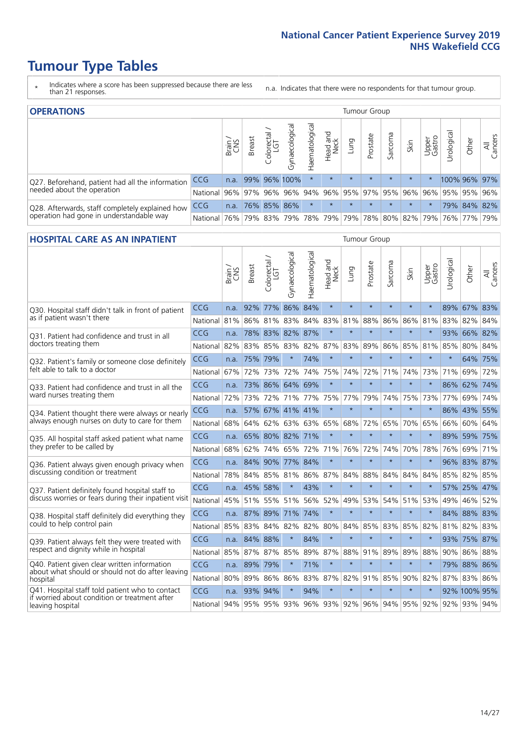# Tumour Type Tables

- \* Indicates where a score has been suppressed because there are less than 21 responses.
- n.a. Indicates that there were no respondents for that tumour group.

## OPERATIONS

| | | Brain / CNS | Breast | Colorectal / LGT | Gynaecological | Haematological | Head and Neck | Lung | Prostate | Sarcoma | Skin | Upper Gastro | Urological | Other | All Cancers |
|---|---|---|---|---|---|---|---|---|---|---|---|---|---|---|---|
| Q27. Beforehand, patient had all the information needed about the operation | CCG | n.a. | 99% | 96% | 100% | * | * | * | * | * | * | * | 100% | 96% | 97% |
| | National | 96% | 97% | 96% | 96% | 94% | 96% | 95% | 97% | 95% | 96% | 96% | 95% | 95% | 96% |
| Q28. Afterwards, staff completely explained how operation had gone in understandable way | CCG | n.a. | 76% | 85% | 86% | * | * | * | * | * | * | * | 79% | 84% | 82% |
| | National | 76% | 79% | 83% | 79% | 78% | 79% | 79% | 78% | 80% | 82% | 79% | 76% | 77% | 79% |

## HOSPITAL CARE AS AN INPATIENT

| | | Brain / CNS | Breast | Colorectal / LGT | Gynaecological | Haematological | Head and Neck | Lung | Prostate | Sarcoma | Skin | Upper Gastro | Urological | Other | All Cancers |
|---|---|---|---|---|---|---|---|---|---|---|---|---|---|---|---|
| Q30. Hospital staff didn't talk in front of patient as if patient wasn't there | CCG | n.a. | 92% | 77% | 86% | 84% | * | * | * | * | * | * | 89% | 67% | 83% |
| | National | 81% | 86% | 81% | 83% | 84% | 83% | 81% | 88% | 86% | 86% | 81% | 83% | 82% | 84% |
| Q31. Patient had confidence and trust in all doctors treating them | CCG | n.a. | 78% | 83% | 82% | 87% | * | * | * | * | * | * | 93% | 66% | 82% |
| | National | 82% | 83% | 85% | 83% | 82% | 87% | 83% | 89% | 86% | 85% | 81% | 85% | 80% | 84% |
| Q32. Patient's family or someone close definitely felt able to talk to a doctor | CCG | n.a. | 75% | 79% | * | 74% | * | * | * | * | * | * | * | 64% | 75% |
| | National | 67% | 72% | 73% | 72% | 74% | 75% | 74% | 72% | 71% | 74% | 73% | 71% | 69% | 72% |
| Q33. Patient had confidence and trust in all the ward nurses treating them | CCG | n.a. | 73% | 86% | 64% | 69% | * | * | * | * | * | * | 86% | 62% | 74% |
| | National | 72% | 73% | 72% | 71% | 77% | 75% | 77% | 79% | 74% | 75% | 73% | 77% | 69% | 74% |
| Q34. Patient thought there were always or nearly always enough nurses on duty to care for them | CCG | n.a. | 57% | 67% | 41% | 41% | * | * | * | * | * | * | 86% | 43% | 55% |
| | National | 68% | 64% | 62% | 63% | 63% | 65% | 68% | 72% | 65% | 70% | 65% | 66% | 60% | 64% |
| Q35. All hospital staff asked patient what name they prefer to be called by | CCG | n.a. | 65% | 80% | 82% | 71% | * | * | * | * | * | * | 89% | 59% | 75% |
| | National | 68% | 62% | 74% | 65% | 72% | 71% | 76% | 72% | 74% | 70% | 78% | 76% | 69% | 71% |
| Q36. Patient always given enough privacy when discussing condition or treatment | CCG | n.a. | 84% | 90% | 77% | 84% | * | * | * | * | * | * | 96% | 83% | 87% |
| | National | 78% | 84% | 85% | 81% | 86% | 87% | 84% | 88% | 84% | 84% | 84% | 85% | 82% | 85% |
| Q37. Patient definitely found hospital staff to discuss worries or fears during their inpatient visit | CCG | n.a. | 45% | 58% | * | 43% | * | * | * | * | * | * | 57% | 25% | 47% |
| | National | 45% | 51% | 55% | 51% | 56% | 52% | 49% | 53% | 54% | 51% | 53% | 49% | 46% | 52% |
| Q38. Hospital staff definitely did everything they could to help control pain | CCG | n.a. | 87% | 89% | 71% | 74% | * | * | * | * | * | * | 84% | 88% | 83% |
| | National | 85% | 83% | 84% | 82% | 82% | 80% | 84% | 85% | 83% | 85% | 82% | 81% | 82% | 83% |
| Q39. Patient always felt they were treated with respect and dignity while in hospital | CCG | n.a. | 84% | 88% | * | 84% | * | * | * | * | * | * | 93% | 75% | 87% |
| | National | 85% | 87% | 87% | 85% | 89% | 87% | 88% | 91% | 89% | 89% | 88% | 90% | 86% | 88% |
| Q40. Patient given clear written information about what should or should not do after leaving hospital | CCG | n.a. | 89% | 79% | * | 71% | * | * | * | * | * | * | 79% | 88% | 86% |
| | National | 80% | 89% | 86% | 86% | 83% | 87% | 82% | 91% | 85% | 90% | 82% | 87% | 83% | 86% |
| Q41. Hospital staff told patient who to contact if worried about condition or treatment after leaving hospital | CCG | n.a. | 93% | 94% | * | 94% | * | * | * | * | * | * | 92% | 100% | 95% |
| | National | 94% | 95% | 95% | 93% | 96% | 93% | 92% | 96% | 94% | 95% | 92% | 92% | 93% | 94% |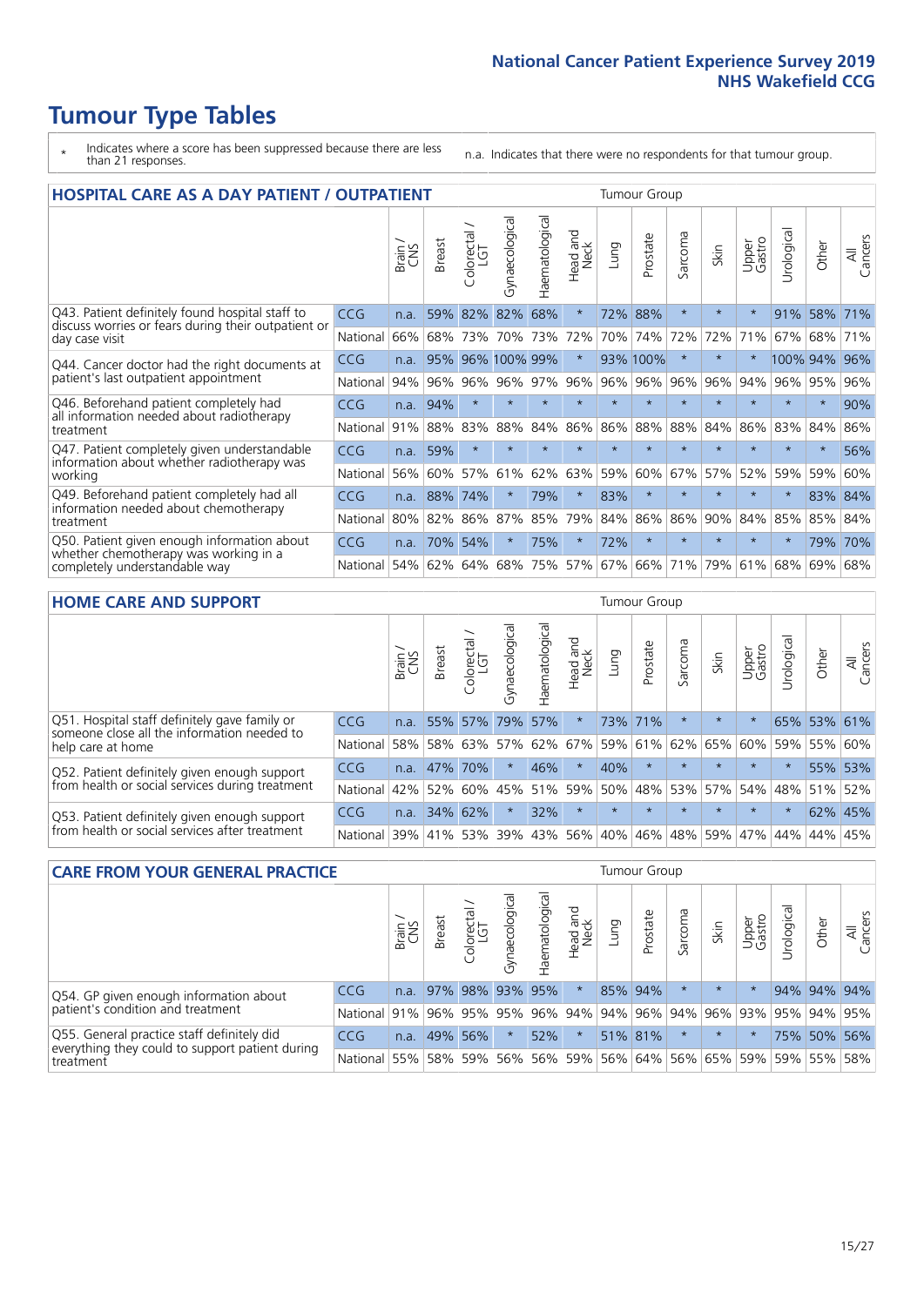# Tumour Type Tables

\* Indicates where a score has been suppressed because there are less than 21 responses.

n.a. Indicates that there were no respondents for that tumour group.

## HOSPITAL CARE AS A DAY PATIENT / OUTPATIENT

| | | Brain / CNS | Breast | Colorectal / LGT | Gynaecological | Haematological | Head and Neck | Lung | Prostate | Sarcoma | Skin | Upper Gastro | Urological | Other | All Cancers |
|---|---|---|---|---|---|---|---|---|---|---|---|---|---|---|---|
| Q43. Patient definitely found hospital staff to discuss worries or fears during their outpatient or day case visit | CCG | n.a. | 59% | 82% | 82% | 68% | * | 72% | 88% | * | * | * | 91% | 58% | 71% |
| | National | 66% | 68% | 73% | 70% | 73% | 72% | 70% | 74% | 72% | 72% | 71% | 67% | 68% | 71% |
| Q44. Cancer doctor had the right documents at patient's last outpatient appointment | CCG | n.a. | 95% | 96% | 100% | 99% | * | 93% | 100% | * | * | * | 100% | 94% | 96% |
| | National | 94% | 96% | 96% | 96% | 97% | 96% | 96% | 96% | 96% | 96% | 94% | 96% | 95% | 96% |
| Q46. Beforehand patient completely had all information needed about radiotherapy treatment | CCG | n.a. | 94% | * | * | * | * | * | * | * | * | * | * | * | 90% |
| | National | 91% | 88% | 83% | 88% | 84% | 86% | 86% | 88% | 88% | 84% | 86% | 83% | 84% | 86% |
| Q47. Patient completely given understandable information about whether radiotherapy was working | CCG | n.a. | 59% | * | * | * | * | * | * | * | * | * | * | * | 56% |
| | National | 56% | 60% | 57% | 61% | 62% | 63% | 59% | 60% | 67% | 57% | 52% | 59% | 59% | 60% |
| Q49. Beforehand patient completely had all information needed about chemotherapy treatment | CCG | n.a. | 88% | 74% | * | 79% | * | 83% | * | * | * | * | * | 83% | 84% |
| | National | 80% | 82% | 86% | 87% | 85% | 79% | 84% | 86% | 86% | 90% | 84% | 85% | 85% | 84% |
| Q50. Patient given enough information about whether chemotherapy was working in a completely understandable way | CCG | n.a. | 70% | 54% | * | 75% | * | 72% | * | * | * | * | * | 79% | 70% |
| | National | 54% | 62% | 64% | 68% | 75% | 57% | 67% | 66% | 71% | 79% | 61% | 68% | 69% | 68% |

## HOME CARE AND SUPPORT

| | | Brain / CNS | Breast | Colorectal / LGT | Gynaecological | Haematological | Head and Neck | Lung | Prostate | Sarcoma | Skin | Upper Gastro | Urological | Other | All Cancers |
|---|---|---|---|---|---|---|---|---|---|---|---|---|---|---|---|
| Q51. Hospital staff definitely gave family or someone close all the information needed to help care at home | CCG | n.a. | 55% | 57% | 79% | 57% | * | 73% | 71% | * | * | * | 65% | 53% | 61% |
| | National | 58% | 58% | 63% | 57% | 62% | 67% | 59% | 61% | 62% | 65% | 60% | 59% | 55% | 60% |
| Q52. Patient definitely given enough support from health or social services during treatment | CCG | n.a. | 47% | 70% | * | 46% | * | 40% | * | * | * | * | * | 55% | 53% |
| | National | 42% | 52% | 60% | 45% | 51% | 59% | 50% | 48% | 53% | 57% | 54% | 48% | 51% | 52% |
| Q53. Patient definitely given enough support from health or social services after treatment | CCG | n.a. | 34% | 62% | * | 32% | * | * | * | * | * | * | * | 62% | 45% |
| | National | 39% | 41% | 53% | 39% | 43% | 56% | 40% | 46% | 48% | 59% | 47% | 44% | 44% | 45% |

## CARE FROM YOUR GENERAL PRACTICE

| | | Brain / CNS | Breast | Colorectal / LGT | Gynaecological | Haematological | Head and Neck | Lung | Prostate | Sarcoma | Skin | Upper Gastro | Urological | Other | All Cancers |
|---|---|---|---|---|---|---|---|---|---|---|---|---|---|---|---|
| Q54. GP given enough information about patient's condition and treatment | CCG | n.a. | 97% | 98% | 93% | 95% | * | 85% | 94% | * | * | * | 94% | 94% | 94% |
| | National | 91% | 96% | 95% | 95% | 96% | 94% | 94% | 96% | 94% | 96% | 93% | 95% | 94% | 95% |
| Q55. General practice staff definitely did everything they could to support patient during treatment | CCG | n.a. | 49% | 56% | * | 52% | * | 51% | 81% | * | * | * | 75% | 50% | 56% |
| | National | 55% | 58% | 59% | 56% | 56% | 59% | 56% | 64% | 56% | 65% | 59% | 59% | 55% | 58% |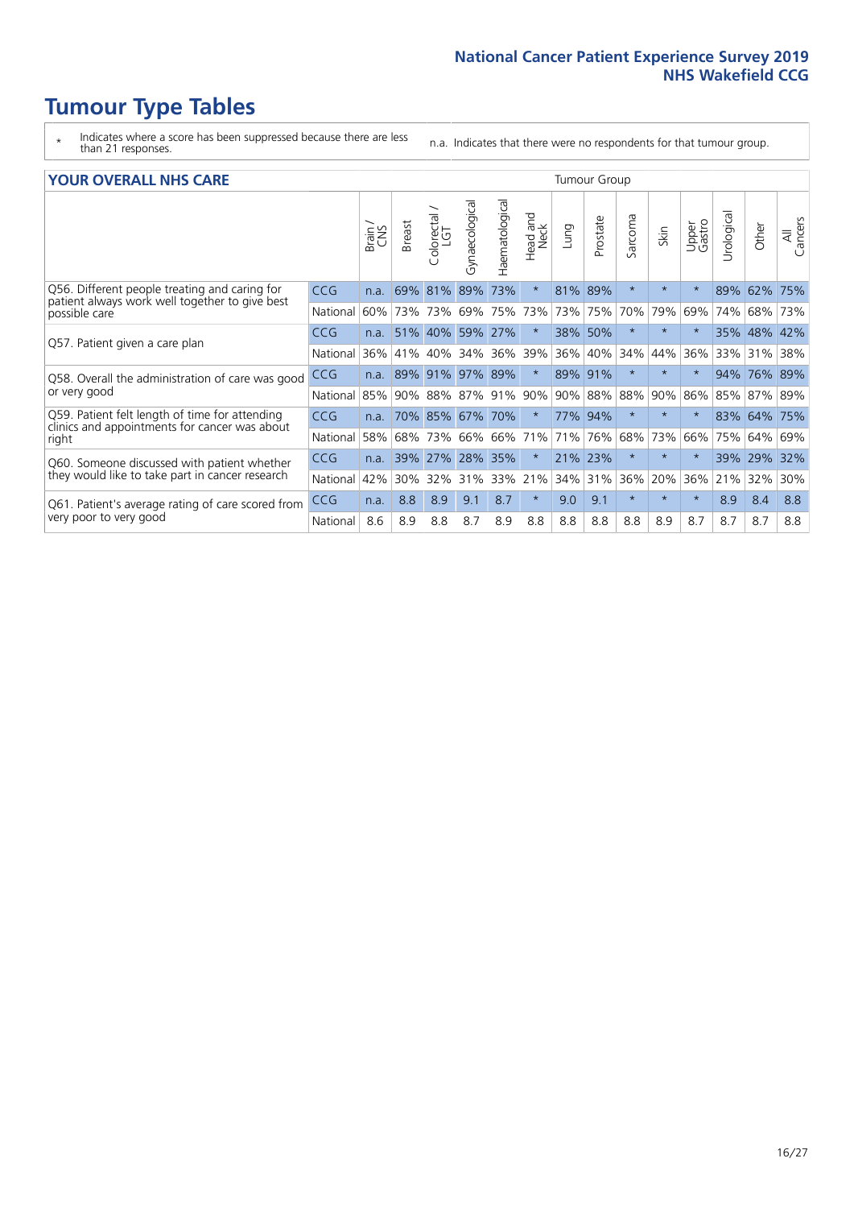# Tumour Type Tables

\* Indicates where a score has been suppressed because there are less than 21 responses.

n.a. Indicates that there were no respondents for that tumour group.

## YOUR OVERALL NHS CARE

| | | Brain / CNS | Breast | Colorectal / LGT | Gynaecological | Haematological | Head and Neck | Lung | Prostate | Sarcoma | Skin | Upper Gastro | Urological | Other | All Cancers |
|---|---|---|---|---|---|---|---|---|---|---|---|---|---|---|---|
| Q56. Different people treating and caring for patient always work well together to give best possible care | CCG | n.a. | 69% | 81% | 89% | 73% | * | 81% | 89% | * | * | * | 89% | 62% | 75% |
| | National | 60% | 73% | 73% | 69% | 75% | 73% | 73% | 75% | 70% | 79% | 69% | 74% | 68% | 73% |
| Q57. Patient given a care plan | CCG | n.a. | 51% | 40% | 59% | 27% | * | 38% | 50% | * | * | * | 35% | 48% | 42% |
| | National | 36% | 41% | 40% | 34% | 36% | 39% | 36% | 40% | 34% | 44% | 36% | 33% | 31% | 38% |
| Q58. Overall the administration of care was good or very good | CCG | n.a. | 89% | 91% | 97% | 89% | * | 89% | 91% | * | * | * | 94% | 76% | 89% |
| | National | 85% | 90% | 88% | 87% | 91% | 90% | 90% | 88% | 88% | 90% | 86% | 85% | 87% | 89% |
| Q59. Patient felt length of time for attending clinics and appointments for cancer was about right | CCG | n.a. | 70% | 85% | 67% | 70% | * | 77% | 94% | * | * | * | 83% | 64% | 75% |
| | National | 58% | 68% | 73% | 66% | 66% | 71% | 71% | 76% | 68% | 73% | 66% | 75% | 64% | 69% |
| Q60. Someone discussed with patient whether they would like to take part in cancer research | CCG | n.a. | 39% | 27% | 28% | 35% | * | 21% | 23% | * | * | * | 39% | 29% | 32% |
| | National | 42% | 30% | 32% | 31% | 33% | 21% | 34% | 31% | 36% | 20% | 36% | 21% | 32% | 30% |
| Q61. Patient's average rating of care scored from very poor to very good | CCG | n.a. | 8.8 | 8.9 | 9.1 | 8.7 | * | 9.0 | 9.1 | * | * | * | 8.9 | 8.4 | 8.8 |
| | National | 8.6 | 8.9 | 8.8 | 8.7 | 8.9 | 8.8 | 8.8 | 8.8 | 8.8 | 8.9 | 8.7 | 8.7 | 8.7 | 8.8 |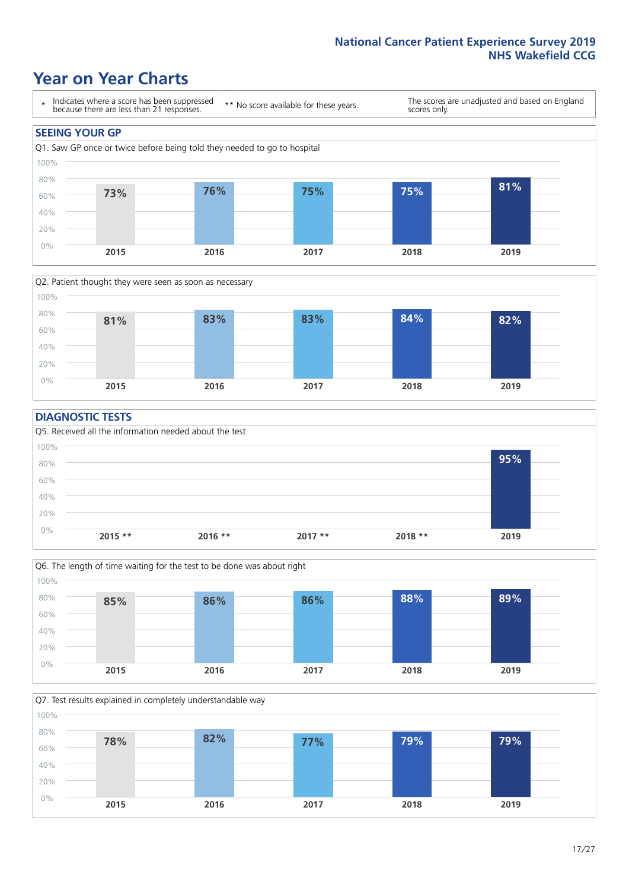# Year on Year Charts

| * Indicates where a score has been suppressed because there are less than 21 responses. | ** No score available for these years. | The scores are unadjusted and based on England scores only. |
|---|---|---|

## SEEING YOUR GP

Q1. Saw GP once or twice before being told they needed to go to hospital

| 2015 | 2016 | 2017 | 2018 | 2019 |
|---|---|---|---|---|
| 73% | 76% | 75% | 75% | 81% |

Q2. Patient thought they were seen as soon as necessary

| 2015 | 2016 | 2017 | 2018 | 2019 |
|---|---|---|---|---|
| 81% | 83% | 83% | 84% | 82% |

## DIAGNOSTIC TESTS

Q5. Received all the information needed about the test

| 2015 ** | 2016 ** | 2017 ** | 2018 ** | 2019 |
|---|---|---|---|---|
| | | | | 95% |

Q6. The length of time waiting for the test to be done was about right

| 2015 | 2016 | 2017 | 2018 | 2019 |
|---|---|---|---|---|
| 85% | 86% | 86% | 88% | 89% |

Q7. Test results explained in completely understandable way

| 2015 | 2016 | 2017 | 2018 | 2019 |
|---|---|---|---|---|
| 78% | 82% | 77% | 79% | 79% |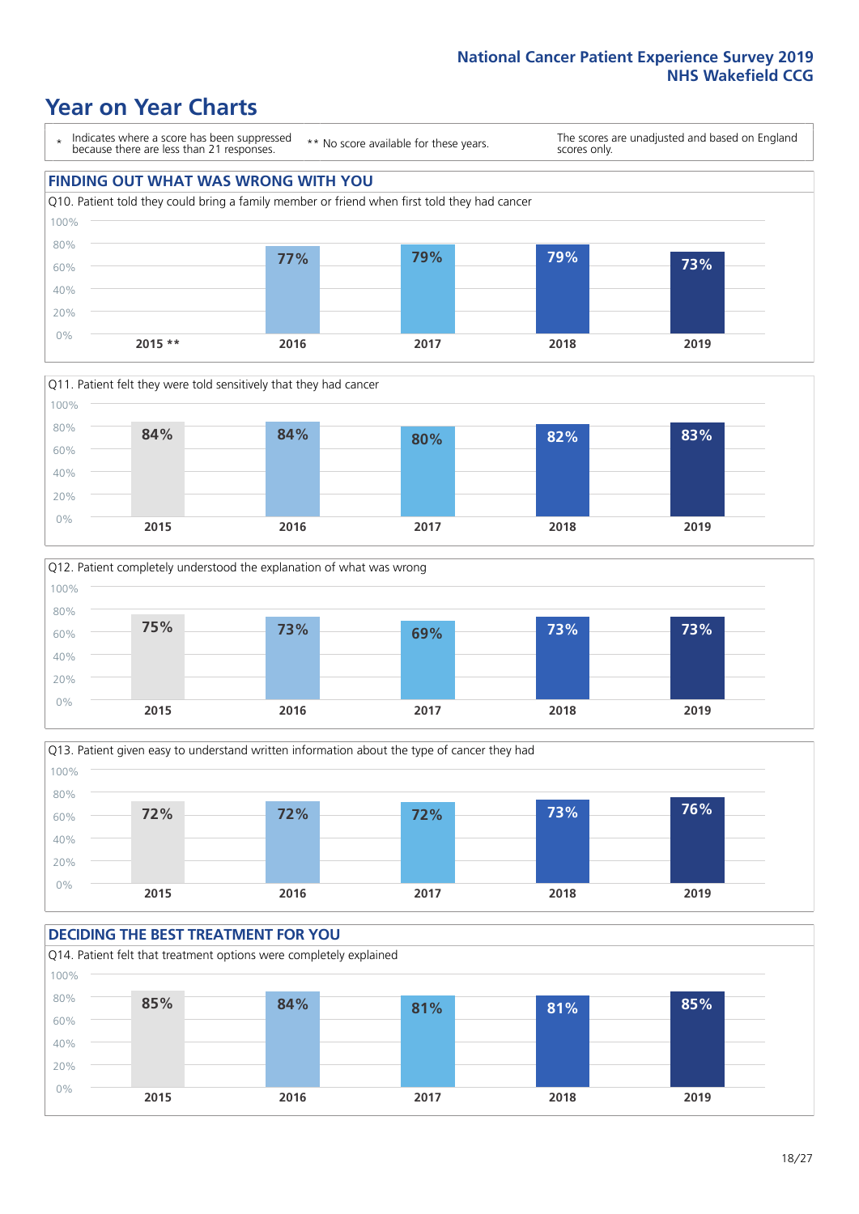# Year on Year Charts

\* Indicates where a score has been suppressed because there are less than 21 responses.

\*\* No score available for these years.

The scores are unadjusted and based on England scores only.

## FINDING OUT WHAT WAS WRONG WITH YOU

Q10. Patient told they could bring a family member or friend when first told they had cancer

| 2015 ** | 2016 | 2017 | 2018 | 2019 |
|---|---|---|---|---|
| | 77% | 79% | 79% | 73% |

Q11. Patient felt they were told sensitively that they had cancer

| 2015 | 2016 | 2017 | 2018 | 2019 |
|---|---|---|---|---|
| 84% | 84% | 80% | 82% | 83% |

Q12. Patient completely understood the explanation of what was wrong

| 2015 | 2016 | 2017 | 2018 | 2019 |
|---|---|---|---|---|
| 75% | 73% | 69% | 73% | 73% |

Q13. Patient given easy to understand written information about the type of cancer they had

| 2015 | 2016 | 2017 | 2018 | 2019 |
|---|---|---|---|---|
| 72% | 72% | 72% | 73% | 76% |

## DECIDING THE BEST TREATMENT FOR YOU

Q14. Patient felt that treatment options were completely explained

| 2015 | 2016 | 2017 | 2018 | 2019 |
|---|---|---|---|---|
| 85% | 84% | 81% | 81% | 85% |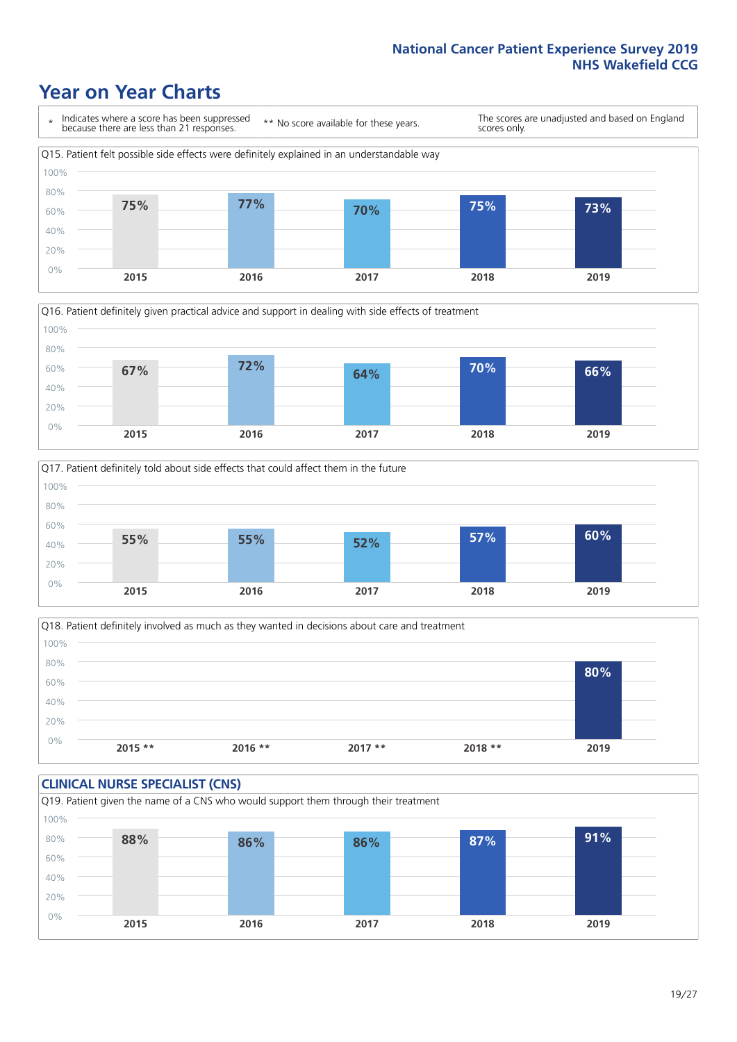National Cancer Patient Experience Survey 2019
NHS Wakefield CCG

# Year on Year Charts

\* Indicates where a score has been suppressed because there are less than 21 responses.

** No score available for these years.

The scores are unadjusted and based on England scores only.

Q15. Patient felt possible side effects were definitely explained in an understandable way

| 2015 | 2016 | 2017 | 2018 | 2019 |
|---|---|---|---|---|
| 75% | 77% | 70% | 75% | 73% |

Q16. Patient definitely given practical advice and support in dealing with side effects of treatment

| 2015 | 2016 | 2017 | 2018 | 2019 |
|---|---|---|---|---|
| 67% | 72% | 64% | 70% | 66% |

Q17. Patient definitely told about side effects that could affect them in the future

| 2015 | 2016 | 2017 | 2018 | 2019 |
|---|---|---|---|---|
| 55% | 55% | 52% | 57% | 60% |

Q18. Patient definitely involved as much as they wanted in decisions about care and treatment

| 2015 ** | 2016 ** | 2017 ** | 2018 ** | 2019 |
|---|---|---|---|---|
| | | | | 80% |

## CLINICAL NURSE SPECIALIST (CNS)

Q19. Patient given the name of a CNS who would support them through their treatment

| 2015 | 2016 | 2017 | 2018 | 2019 |
|---|---|---|---|---|
| 88% | 86% | 86% | 87% | 91% |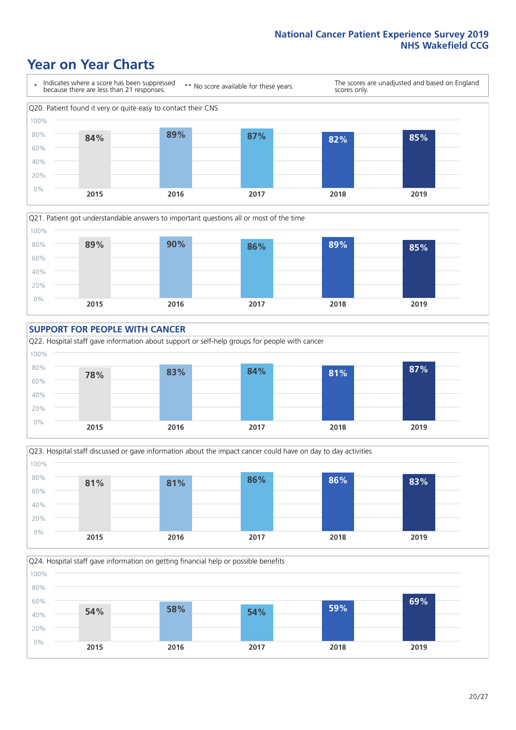# Year on Year Charts

\* Indicates where a score has been suppressed because there are less than 21 responses.

\*\* No score available for these years.

The scores are unadjusted and based on England scores only.

Q20. Patient found it very or quite easy to contact their CNS

| 2015 | 2016 | 2017 | 2018 | 2019 |
|---|---|---|---|---|
| 84% | 89% | 87% | 82% | 85% |

Q21. Patient got understandable answers to important questions all or most of the time

| 2015 | 2016 | 2017 | 2018 | 2019 |
|---|---|---|---|---|
| 89% | 90% | 86% | 89% | 85% |

## SUPPORT FOR PEOPLE WITH CANCER

Q22. Hospital staff gave information about support or self-help groups for people with cancer

| 2015 | 2016 | 2017 | 2018 | 2019 |
|---|---|---|---|---|
| 78% | 83% | 84% | 81% | 87% |

Q23. Hospital staff discussed or gave information about the impact cancer could have on day to day activities

| 2015 | 2016 | 2017 | 2018 | 2019 |
|---|---|---|---|---|
| 81% | 81% | 86% | 86% | 83% |

Q24. Hospital staff gave information on getting financial help or possible benefits

| 2015 | 2016 | 2017 | 2018 | 2019 |
|---|---|---|---|---|
| 54% | 58% | 54% | 59% | 69% |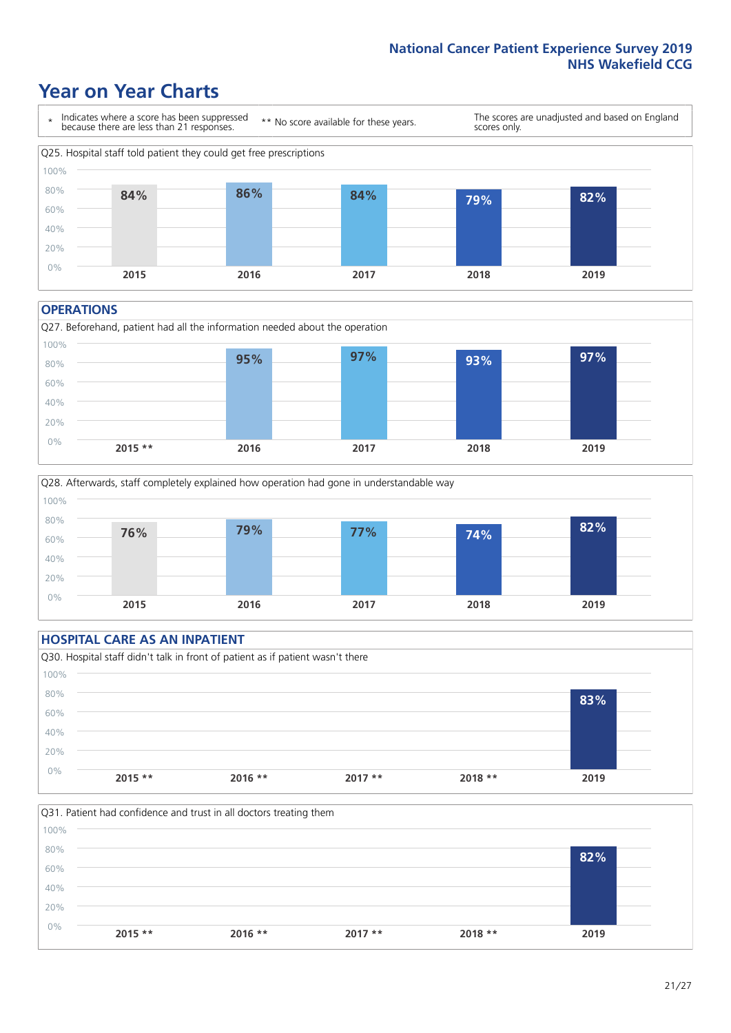## Year on Year Charts

\* Indicates where a score has been suppressed because there are less than 21 responses.

\*\* No score available for these years.

The scores are unadjusted and based on England scores only.

Q25. Hospital staff told patient they could get free prescriptions

| 2015 | 2016 | 2017 | 2018 | 2019 |
|---|---|---|---|---|
| 84% | 86% | 84% | 79% | 82% |

### OPERATIONS

Q27. Beforehand, patient had all the information needed about the operation

| 2015 ** | 2016 | 2017 | 2018 | 2019 |
|---|---|---|---|---|
| | 95% | 97% | 93% | 97% |

Q28. Afterwards, staff completely explained how operation had gone in understandable way

| 2015 | 2016 | 2017 | 2018 | 2019 |
|---|---|---|---|---|
| 76% | 79% | 77% | 74% | 82% |

### HOSPITAL CARE AS AN INPATIENT

Q30. Hospital staff didn't talk in front of patient as if patient wasn't there

| 2015 ** | 2016 ** | 2017 ** | 2018 ** | 2019 |
|---|---|---|---|---|
| | | | | 83% |

Q31. Patient had confidence and trust in all doctors treating them

| 2015 ** | 2016 ** | 2017 ** | 2018 ** | 2019 |
|---|---|---|---|---|
| | | | | 82% |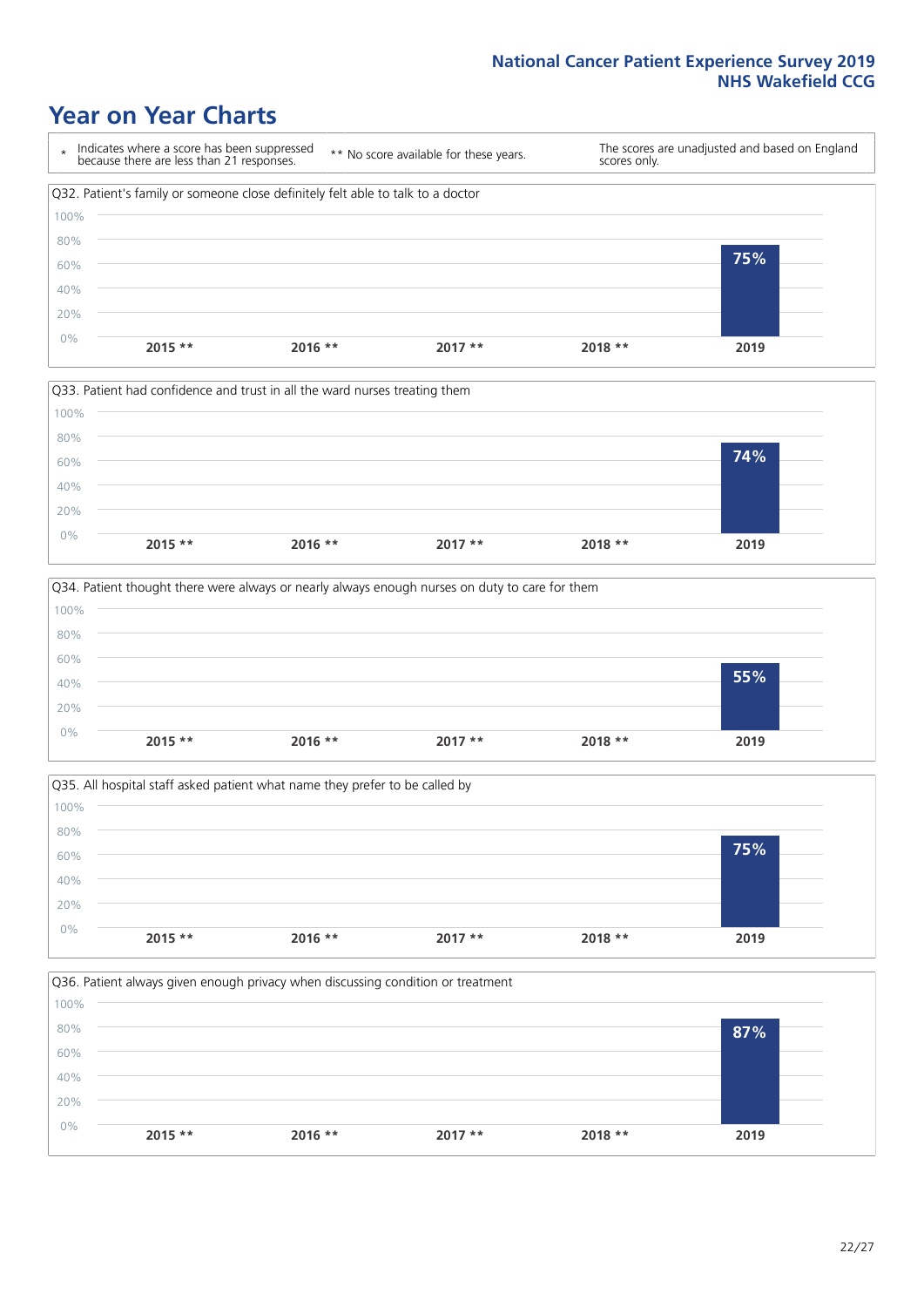# Year on Year Charts

| * Indicates where a score has been suppressed because there are less than 21 responses. | ** No score available for these years. | The scores are unadjusted and based on England scores only. |
|---|---|---|

Q32. Patient's family or someone close definitely felt able to talk to a doctor

| 2015 ** | 2016 ** | 2017 ** | 2018 ** | 2019 |
|---|---|---|---|---|
| | | | | 75% |

Q33. Patient had confidence and trust in all the ward nurses treating them

| 2015 ** | 2016 ** | 2017 ** | 2018 ** | 2019 |
|---|---|---|---|---|
| | | | | 74% |

Q34. Patient thought there were always or nearly always enough nurses on duty to care for them

| 2015 ** | 2016 ** | 2017 ** | 2018 ** | 2019 |
|---|---|---|---|---|
| | | | | 55% |

Q35. All hospital staff asked patient what name they prefer to be called by

| 2015 ** | 2016 ** | 2017 ** | 2018 ** | 2019 |
|---|---|---|---|---|
| | | | | 75% |

Q36. Patient always given enough privacy when discussing condition or treatment

| 2015 ** | 2016 ** | 2017 ** | 2018 ** | 2019 |
|---|---|---|---|---|
| | | | | 87% |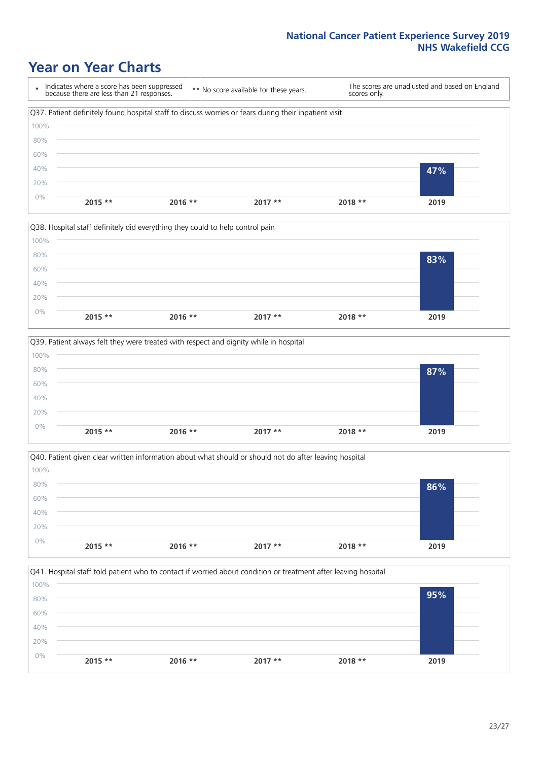National Cancer Patient Experience Survey 2019
NHS Wakefield CCG

# Year on Year Charts

\* Indicates where a score has been suppressed because there are less than 21 responses.

\*\* No score available for these years.

The scores are unadjusted and based on England scores only.

Q37. Patient definitely found hospital staff to discuss worries or fears during their inpatient visit

| 2015 ** | 2016 ** | 2017 ** | 2018 ** | 2019 |
|---|---|---|---|---|
| | | | | 47% |

Q38. Hospital staff definitely did everything they could to help control pain

| 2015 ** | 2016 ** | 2017 ** | 2018 ** | 2019 |
|---|---|---|---|---|
| | | | | 83% |

Q39. Patient always felt they were treated with respect and dignity while in hospital

| 2015 ** | 2016 ** | 2017 ** | 2018 ** | 2019 |
|---|---|---|---|---|
| | | | | 87% |

Q40. Patient given clear written information about what should or should not do after leaving hospital

| 2015 ** | 2016 ** | 2017 ** | 2018 ** | 2019 |
|---|---|---|---|---|
| | | | | 86% |

Q41. Hospital staff told patient who to contact if worried about condition or treatment after leaving hospital

| 2015 ** | 2016 ** | 2017 ** | 2018 ** | 2019 |
|---|---|---|---|---|
| | | | | 95% |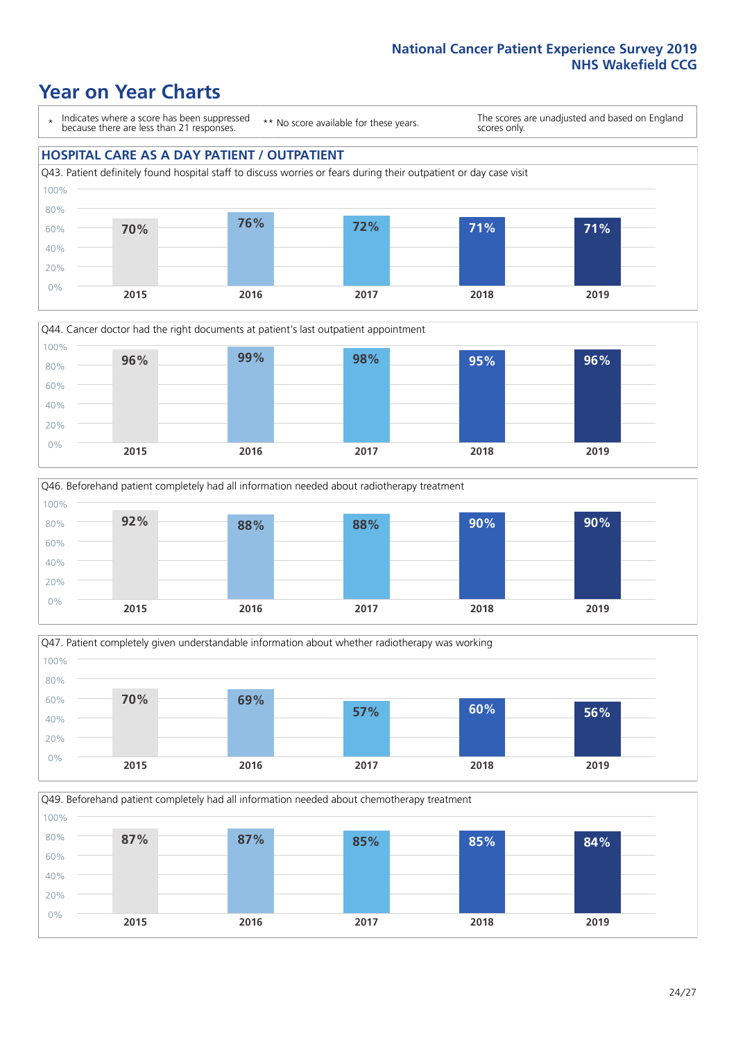# Year on Year Charts

\* Indicates where a score has been suppressed because there are less than 21 responses.

\*\* No score available for these years.

The scores are unadjusted and based on England scores only.

## HOSPITAL CARE AS A DAY PATIENT / OUTPATIENT

Q43. Patient definitely found hospital staff to discuss worries or fears during their outpatient or day case visit

| 2015 | 2016 | 2017 | 2018 | 2019 |
|---|---|---|---|---|
| 70% | 76% | 72% | 71% | 71% |

Q44. Cancer doctor had the right documents at patient's last outpatient appointment

| 2015 | 2016 | 2017 | 2018 | 2019 |
|---|---|---|---|---|
| 96% | 99% | 98% | 95% | 96% |

Q46. Beforehand patient completely had all information needed about radiotherapy treatment

| 2015 | 2016 | 2017 | 2018 | 2019 |
|---|---|---|---|---|
| 92% | 88% | 88% | 90% | 90% |

Q47. Patient completely given understandable information about whether radiotherapy was working

| 2015 | 2016 | 2017 | 2018 | 2019 |
|---|---|---|---|---|
| 70% | 69% | 57% | 60% | 56% |

Q49. Beforehand patient completely had all information needed about chemotherapy treatment

| 2015 | 2016 | 2017 | 2018 | 2019 |
|---|---|---|---|---|
| 87% | 87% | 85% | 85% | 84% |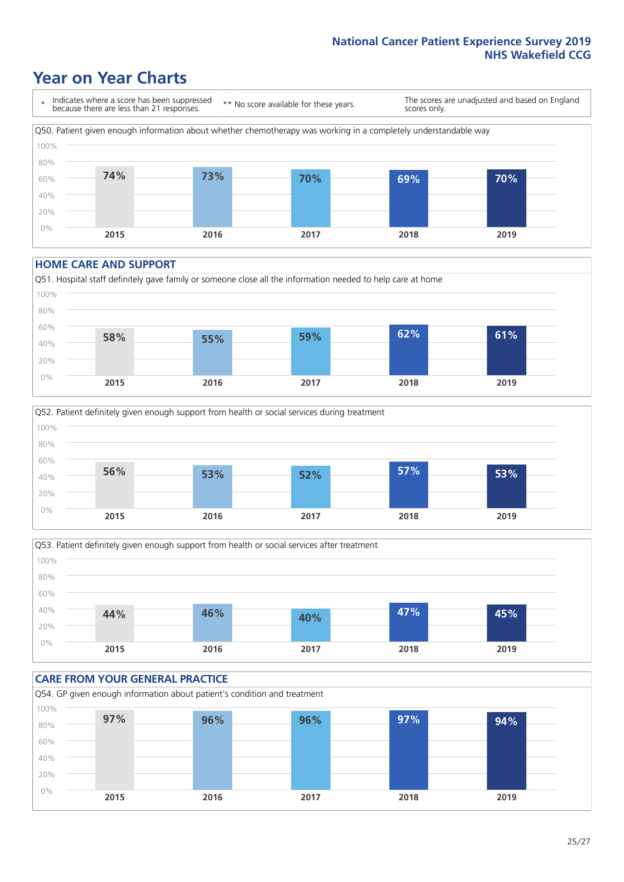# Year on Year Charts

\* Indicates where a score has been suppressed because there are less than 21 responses.

\*\* No score available for these years.

The scores are unadjusted and based on England scores only.

Q50. Patient given enough information about whether chemotherapy was working in a completely understandable way

| 2015 | 2016 | 2017 | 2018 | 2019 |
|---|---|---|---|---|
| 74% | 73% | 70% | 69% | 70% |

## HOME CARE AND SUPPORT

Q51. Hospital staff definitely gave family or someone close all the information needed to help care at home

| 2015 | 2016 | 2017 | 2018 | 2019 |
|---|---|---|---|---|
| 58% | 55% | 59% | 62% | 61% |

Q52. Patient definitely given enough support from health or social services during treatment

| 2015 | 2016 | 2017 | 2018 | 2019 |
|---|---|---|---|---|
| 56% | 53% | 52% | 57% | 53% |

Q53. Patient definitely given enough support from health or social services after treatment

| 2015 | 2016 | 2017 | 2018 | 2019 |
|---|---|---|---|---|
| 44% | 46% | 40% | 47% | 45% |

## CARE FROM YOUR GENERAL PRACTICE

Q54. GP given enough information about patient's condition and treatment

| 2015 | 2016 | 2017 | 2018 | 2019 |
|---|---|---|---|---|
| 97% | 96% | 96% | 97% | 94% |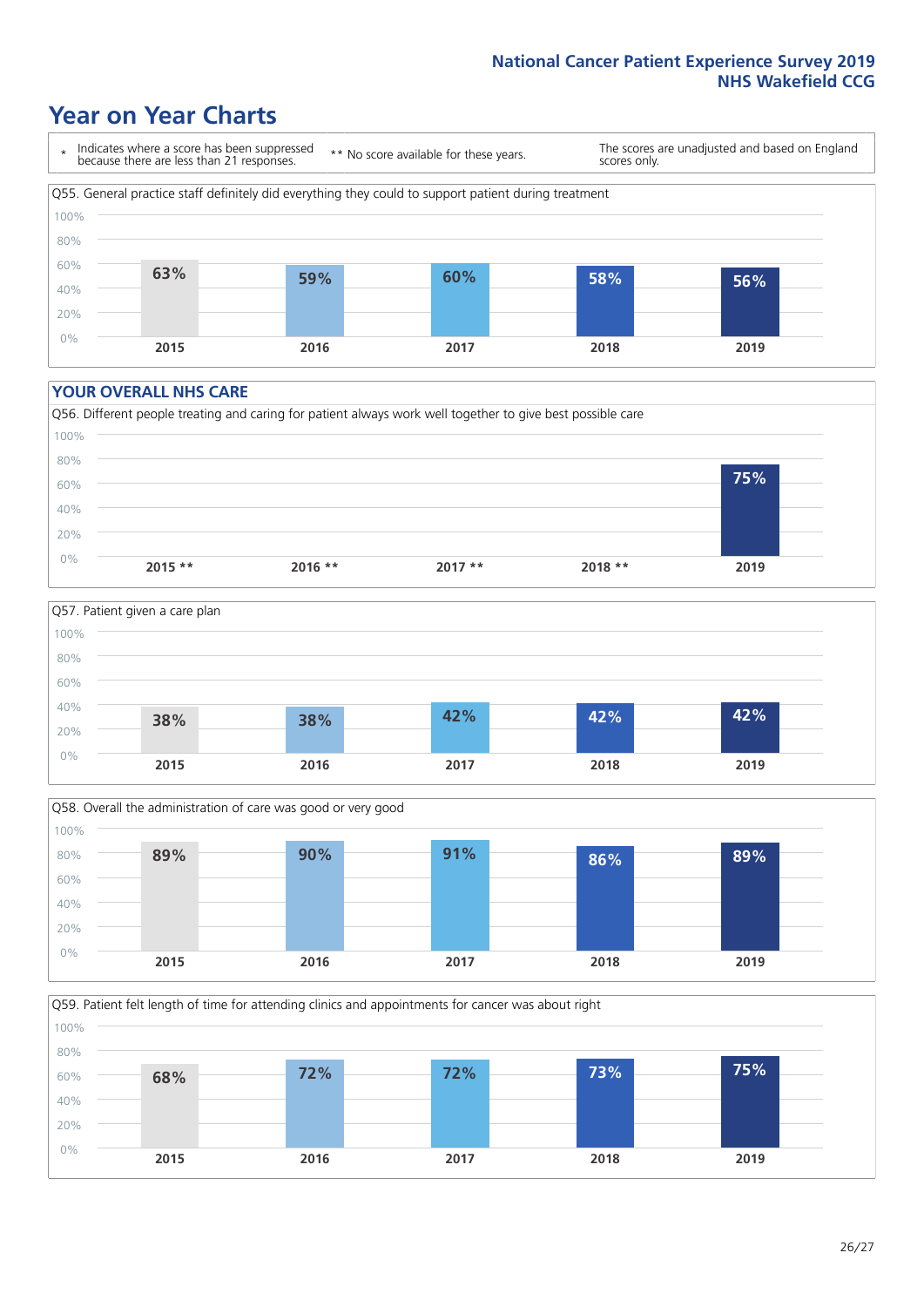## Year on Year Charts

\* Indicates where a score has been suppressed because there are less than 21 responses.

\*\* No score available for these years.

The scores are unadjusted and based on England scores only.

Q55. General practice staff definitely did everything they could to support patient during treatment

| 2015 | 2016 | 2017 | 2018 | 2019 |
|---|---|---|---|---|
| 63% | 59% | 60% | 58% | 56% |

### YOUR OVERALL NHS CARE

Q56. Different people treating and caring for patient always work well together to give best possible care

| 2015 ** | 2016 ** | 2017 ** | 2018 ** | 2019 |
|---|---|---|---|---|
| | | | | 75% |

Q57. Patient given a care plan

| 2015 | 2016 | 2017 | 2018 | 2019 |
|---|---|---|---|---|
| 38% | 38% | 42% | 42% | 42% |

Q58. Overall the administration of care was good or very good

| 2015 | 2016 | 2017 | 2018 | 2019 |
|---|---|---|---|---|
| 89% | 90% | 91% | 86% | 89% |

Q59. Patient felt length of time for attending clinics and appointments for cancer was about right

| 2015 | 2016 | 2017 | 2018 | 2019 |
|---|---|---|---|---|
| 68% | 72% | 72% | 73% | 75% |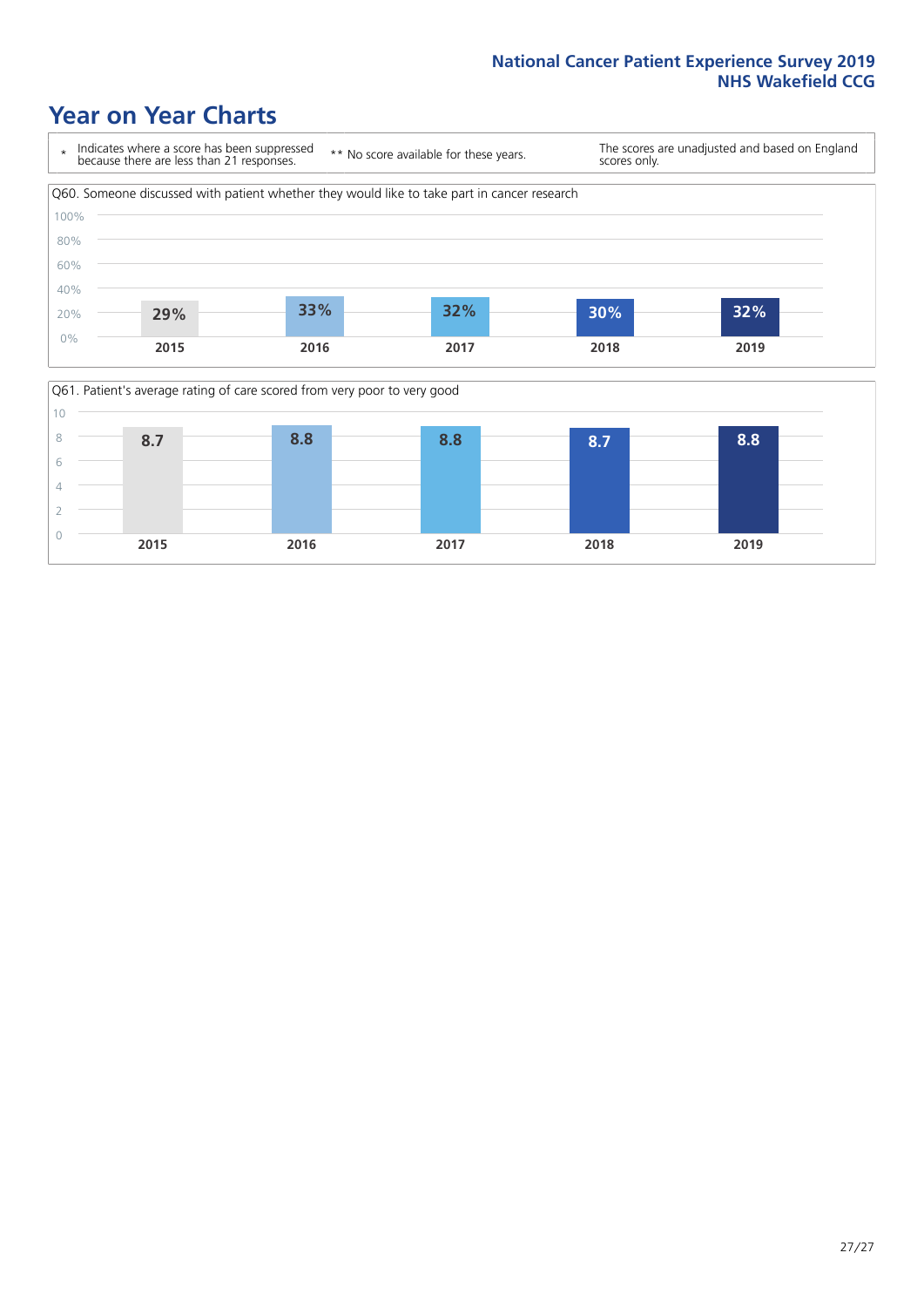# Year on Year Charts

\* Indicates where a score has been suppressed because there are less than 21 responses.

\*\* No score available for these years.

The scores are unadjusted and based on England scores only.

Q60. Someone discussed with patient whether they would like to take part in cancer research

100%
80%
60%
40%
20%
0%

29% 2015
33% 2016
32% 2017
30% 2018
32% 2019

Q61. Patient's average rating of care scored from very poor to very good

10
8
6
4
2
0

8.7 2015
8.8 2016
8.8 2017
8.7 2018
8.8 2019